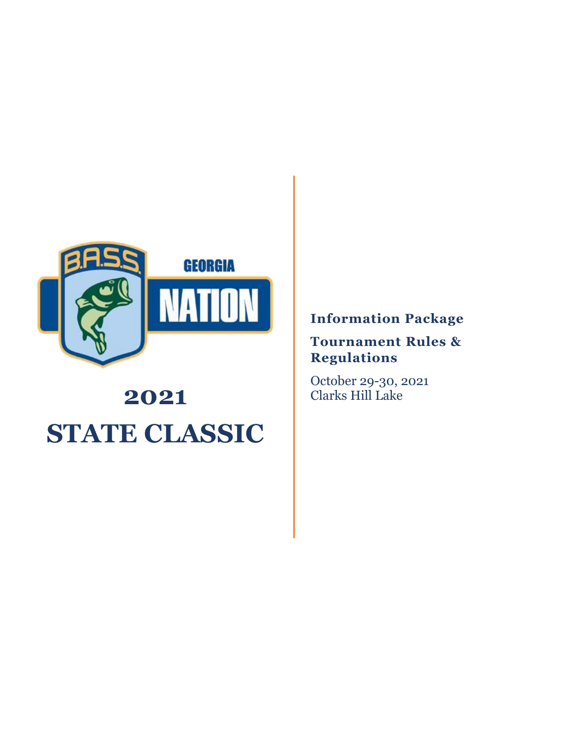# 2021

# STATE CLASSIC

**Information Package**

**Tournament Rules & Regulations**

October 29-30, 2021
Clarks Hill Lake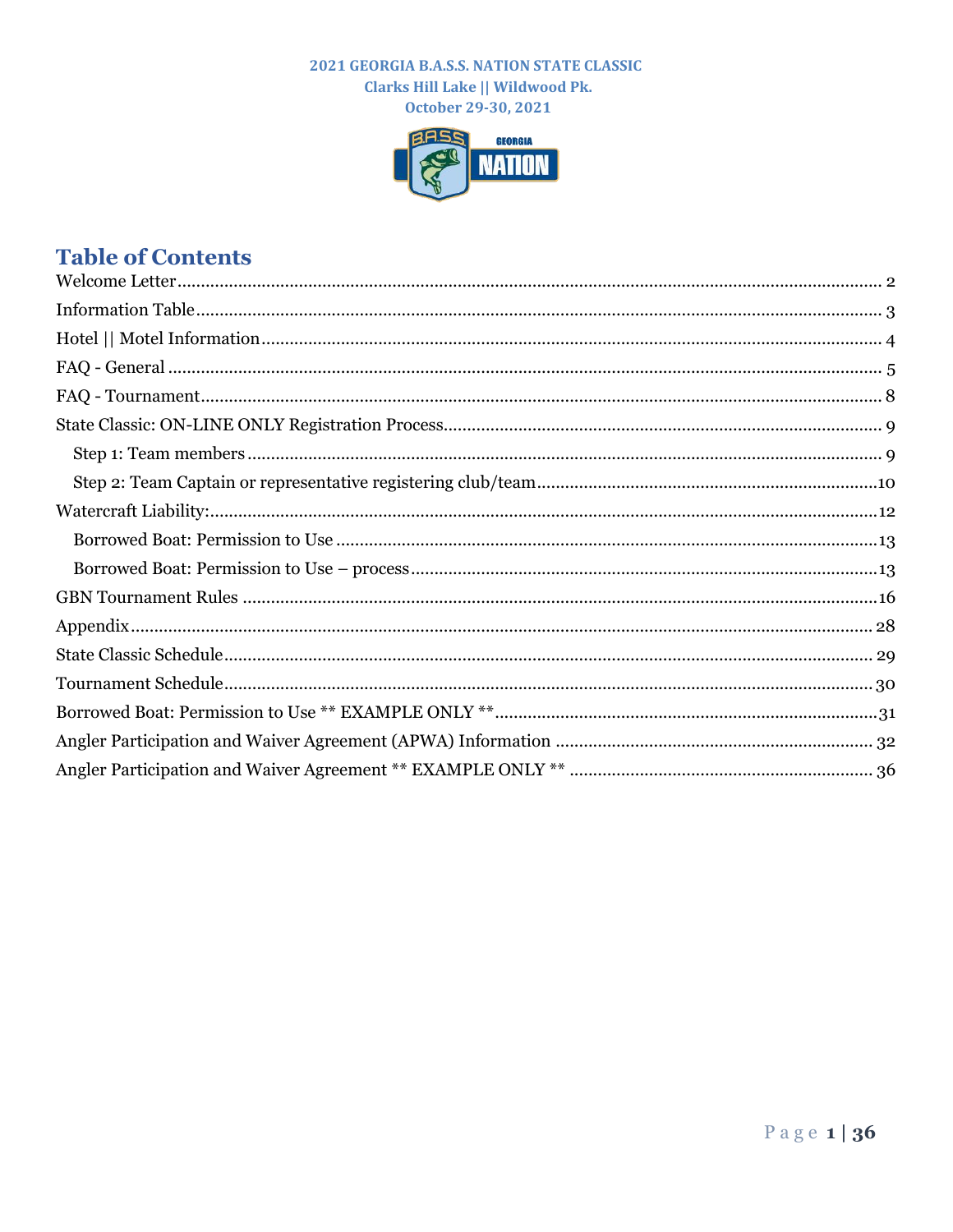**2021 GEORGIA B.A.S.S. NATION STATE CLASSIC**
**Clarks Hill Lake || Wildwood Pk.**
**October 29-30, 2021**

# Table of Contents

Welcome Letter ..... 2
Information Table ..... 3
Hotel || Motel Information ..... 4
FAQ - General ..... 5
FAQ - Tournament ..... 8
State Classic: ON-LINE ONLY Registration Process ..... 9
- Step 1: Team members ..... 9
- Step 2: Team Captain or representative registering club/team ..... 10

Watercraft Liability: ..... 12
- Borrowed Boat: Permission to Use ..... 13
- Borrowed Boat: Permission to Use – process ..... 13

GBN Tournament Rules ..... 16
Appendix ..... 28
State Classic Schedule ..... 29
Tournament Schedule ..... 30
Borrowed Boat: Permission to Use ** EXAMPLE ONLY ** ..... 31
Angler Participation and Waiver Agreement (APWA) Information ..... 32
Angler Participation and Waiver Agreement ** EXAMPLE ONLY ** ..... 36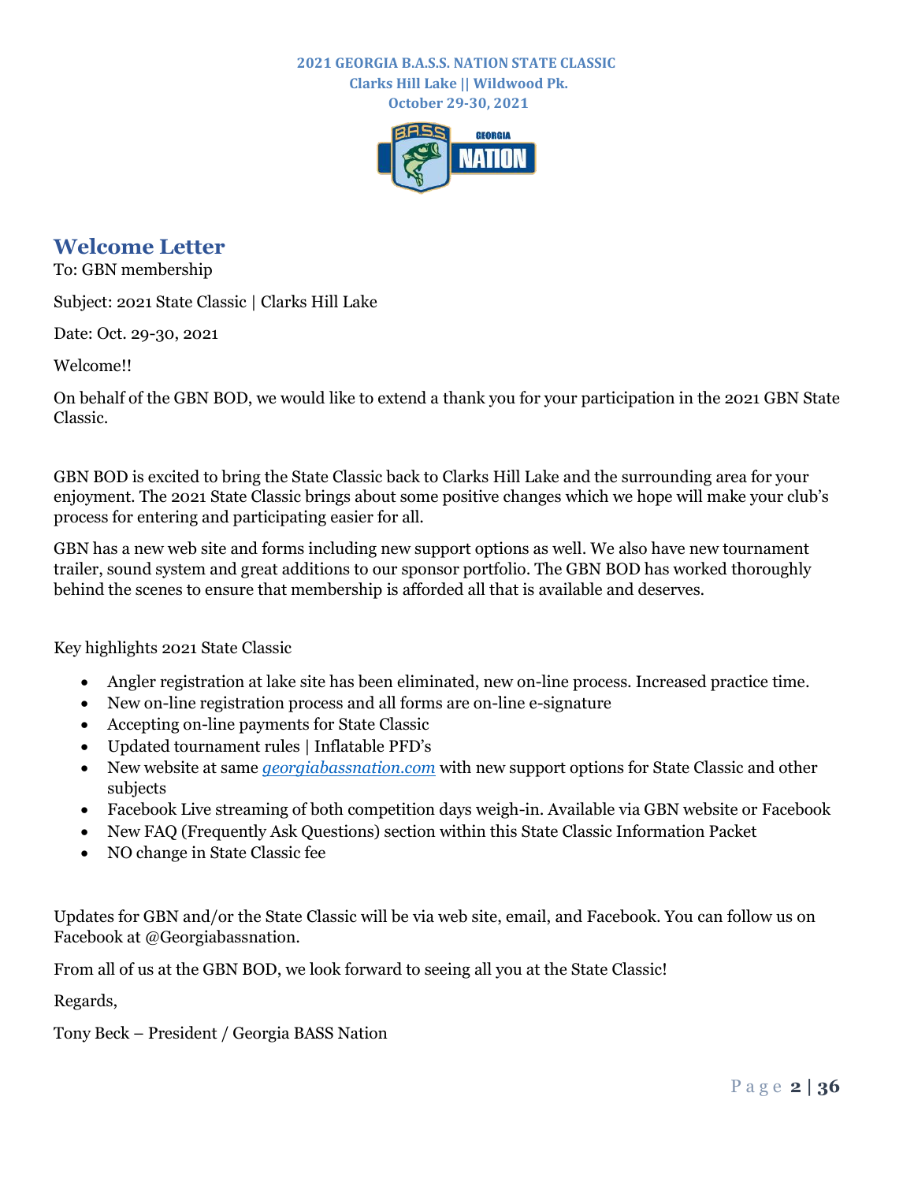**2021 GEORGIA B.A.S.S. NATION STATE CLASSIC**
**Clarks Hill Lake || Wildwood Pk.**
**October 29-30, 2021**

# Welcome Letter

To: GBN membership

Subject: 2021 State Classic | Clarks Hill Lake

Date: Oct. 29-30, 2021

Welcome!!

On behalf of the GBN BOD, we would like to extend a thank you for your participation in the 2021 GBN State Classic.

GBN BOD is excited to bring the State Classic back to Clarks Hill Lake and the surrounding area for your enjoyment. The 2021 State Classic brings about some positive changes which we hope will make your club's process for entering and participating easier for all.

GBN has a new web site and forms including new support options as well. We also have new tournament trailer, sound system and great additions to our sponsor portfolio. The GBN BOD has worked thoroughly behind the scenes to ensure that membership is afforded all that is available and deserves.

Key highlights 2021 State Classic

- Angler registration at lake site has been eliminated, new on-line process. Increased practice time.
- New on-line registration process and all forms are on-line e-signature
- Accepting on-line payments for State Classic
- Updated tournament rules | Inflatable PFD's
- New website at same *georgiabassnation.com* with new support options for State Classic and other subjects
- Facebook Live streaming of both competition days weigh-in. Available via GBN website or Facebook
- New FAQ (Frequently Ask Questions) section within this State Classic Information Packet
- NO change in State Classic fee

Updates for GBN and/or the State Classic will be via web site, email, and Facebook. You can follow us on Facebook at @Georgiabassnation.

From all of us at the GBN BOD, we look forward to seeing all you at the State Classic!

Regards,

Tony Beck – President / Georgia BASS Nation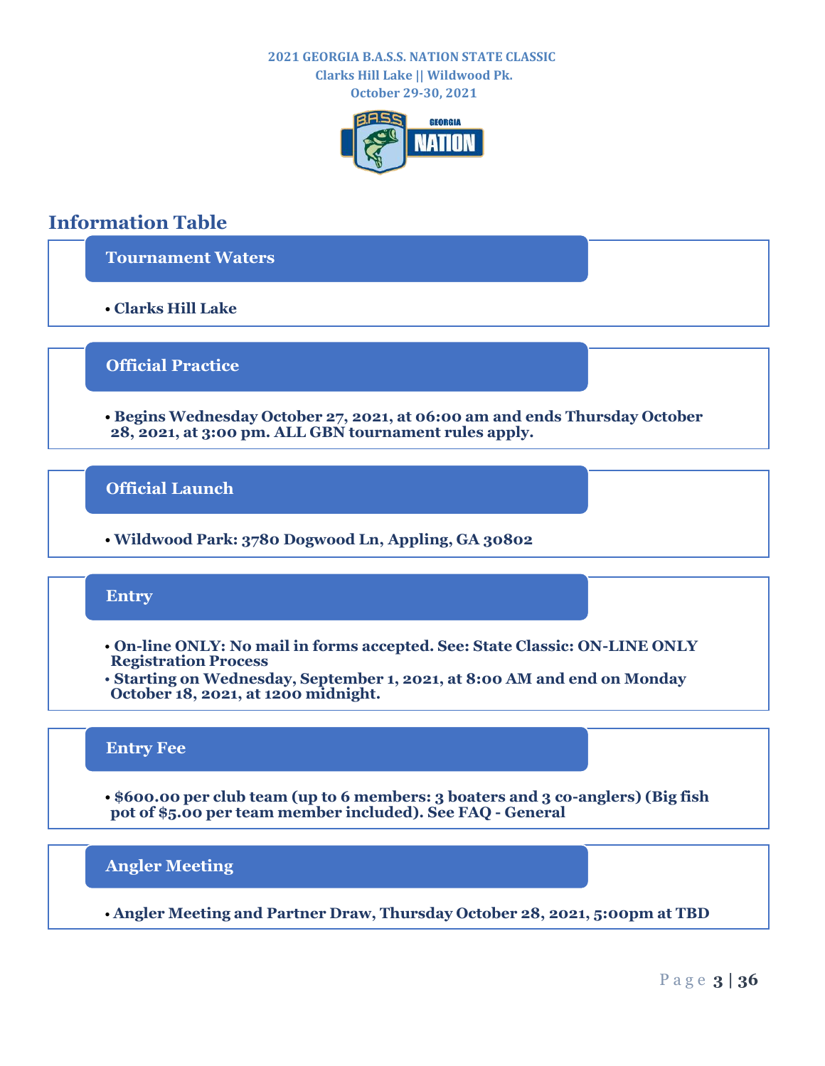**2021 GEORGIA B.A.S.S. NATION STATE CLASSIC**
**Clarks Hill Lake || Wildwood Pk.**
**October 29-30, 2021**

## Information Table

### Tournament Waters

- **Clarks Hill Lake**

### Official Practice

- **Begins Wednesday October 27, 2021, at 06:00 am and ends Thursday October 28, 2021, at 3:00 pm. ALL GBN tournament rules apply.**

### Official Launch

- **Wildwood Park: 3780 Dogwood Ln, Appling, GA 30802**

### Entry

- **On-line ONLY: No mail in forms accepted. See: State Classic: ON-LINE ONLY Registration Process**
- **Starting on Wednesday, September 1, 2021, at 8:00 AM and end on Monday October 18, 2021, at 1200 midnight.**

### Entry Fee

- **$600.00 per club team (up to 6 members: 3 boaters and 3 co-anglers) (Big fish pot of $5.00 per team member included). See FAQ - General**

### Angler Meeting

- **Angler Meeting and Partner Draw, Thursday October 28, 2021, 5:00pm at TBD**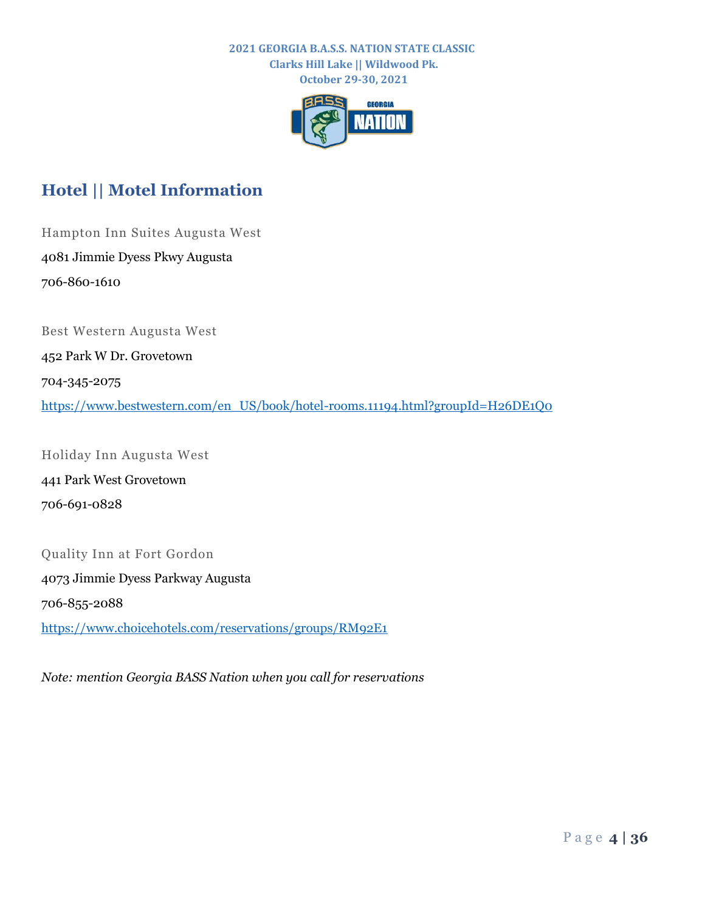# Hotel || Motel Information

Hampton Inn Suites Augusta West

4081 Jimmie Dyess Pkwy Augusta

706-860-1610

Best Western Augusta West

452 Park W Dr. Grovetown

704-345-2075

https://www.bestwestern.com/en_US/book/hotel-rooms.11194.html?groupId=H26DE1Q0

Holiday Inn Augusta West

441 Park West Grovetown

706-691-0828

Quality Inn at Fort Gordon

4073 Jimmie Dyess Parkway Augusta

706-855-2088

https://www.choicehotels.com/reservations/groups/RM92E1

*Note: mention Georgia BASS Nation when you call for reservations*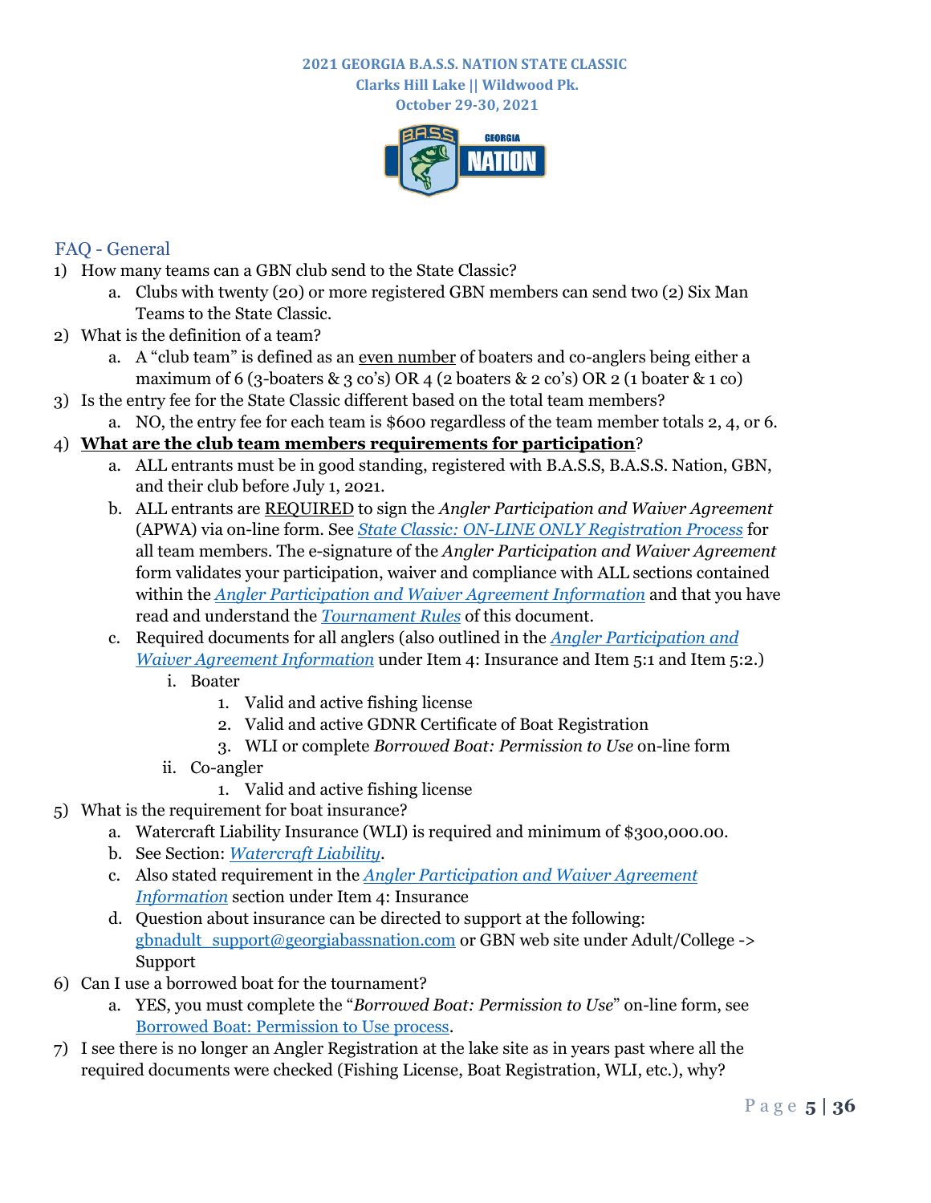**2021 GEORGIA B.A.S.S. NATION STATE CLASSIC**
**Clarks Hill Lake || Wildwood Pk.**
**October 29-30, 2021**

## FAQ - General

1) How many teams can a GBN club send to the State Classic?
   a. Clubs with twenty (20) or more registered GBN members can send two (2) Six Man Teams to the State Classic.
2) What is the definition of a team?
   a. A "club team" is defined as an even number of boaters and co-anglers being either a maximum of 6 (3-boaters & 3 co's) OR 4 (2 boaters & 2 co's) OR 2 (1 boater & 1 co)
3) Is the entry fee for the State Classic different based on the total team members?
   a. NO, the entry fee for each team is $600 regardless of the team member totals 2, 4, or 6.
4) **What are the club team members requirements for participation**?
   a. ALL entrants must be in good standing, registered with B.A.S.S, B.A.S.S. Nation, GBN, and their club before July 1, 2021.
   b. ALL entrants are REQUIRED to sign the *Angler Participation and Waiver Agreement* (APWA) via on-line form. See *State Classic: ON-LINE ONLY Registration Process* for all team members. The e-signature of the *Angler Participation and Waiver Agreement* form validates your participation, waiver and compliance with ALL sections contained within the *Angler Participation and Waiver Agreement Information* and that you have read and understand the *Tournament Rules* of this document.
   c. Required documents for all anglers (also outlined in the *Angler Participation and Waiver Agreement Information* under Item 4: Insurance and Item 5:1 and Item 5:2.)
      i. Boater
         1. Valid and active fishing license
         2. Valid and active GDNR Certificate of Boat Registration
         3. WLI or complete *Borrowed Boat: Permission to Use* on-line form
      ii. Co-angler
         1. Valid and active fishing license
5) What is the requirement for boat insurance?
   a. Watercraft Liability Insurance (WLI) is required and minimum of $300,000.00.
   b. See Section: *Watercraft Liability*.
   c. Also stated requirement in the *Angler Participation and Waiver Agreement Information* section under Item 4: Insurance
   d. Question about insurance can be directed to support at the following: gbnadult_support@georgiabassnation.com or GBN web site under Adult/College -> Support
6) Can I use a borrowed boat for the tournament?
   a. YES, you must complete the "*Borrowed Boat: Permission to Use*" on-line form, see Borrowed Boat: Permission to Use process.
7) I see there is no longer an Angler Registration at the lake site as in years past where all the required documents were checked (Fishing License, Boat Registration, WLI, etc.), why?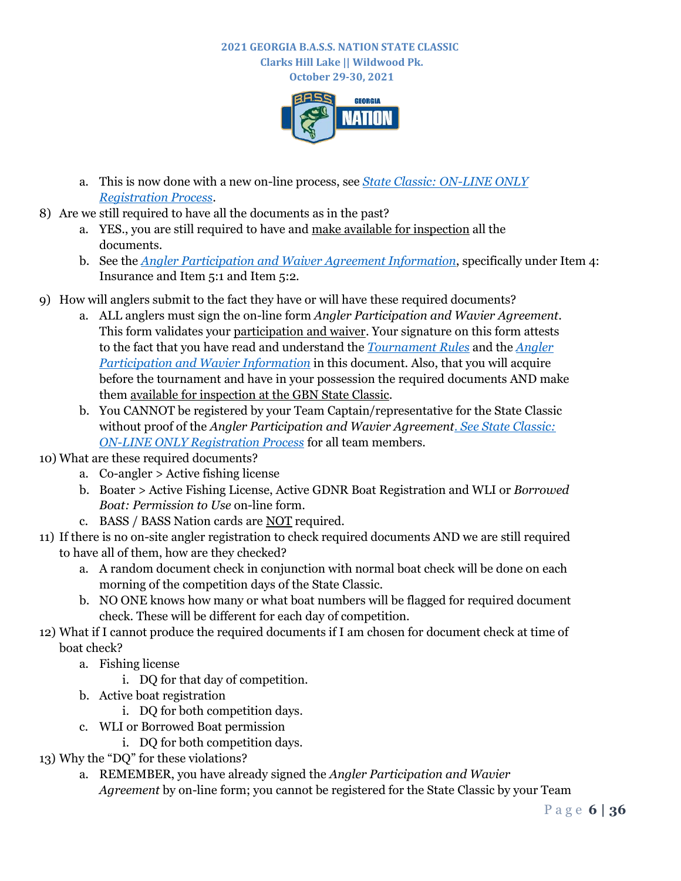a. This is now done with a new on-line process, see [*State Classic: ON-LINE ONLY Registration Process*].

8) Are we still required to have all the documents as in the past?
   a. YES., you are still required to have and make available for inspection all the documents.
   b. See the [*Angler Participation and Waiver Agreement Information*], specifically under Item 4: Insurance and Item 5:1 and Item 5:2.

9) How will anglers submit to the fact they have or will have these required documents?
   a. ALL anglers must sign the on-line form *Angler Participation and Wavier Agreement*. This form validates your participation and waiver. Your signature on this form attests to the fact that you have read and understand the [*Tournament Rules*] and the [*Angler Participation and Wavier Information*] in this document. Also, that you will acquire before the tournament and have in your possession the required documents AND make them available for inspection at the GBN State Classic.
   b. You CANNOT be registered by your Team Captain/representative for the State Classic without proof of the *Angler Participation and Wavier Agreement*. [*See State Classic: ON-LINE ONLY Registration Process*] for all team members.

10) What are these required documents?
    a. Co-angler > Active fishing license
    b. Boater > Active Fishing License, Active GDNR Boat Registration and WLI or *Borrowed Boat: Permission to Use* on-line form.
    c. BASS / BASS Nation cards are NOT required.

11) If there is no on-site angler registration to check required documents AND we are still required to have all of them, how are they checked?
    a. A random document check in conjunction with normal boat check will be done on each morning of the competition days of the State Classic.
    b. NO ONE knows how many or what boat numbers will be flagged for required document check. These will be different for each day of competition.

12) What if I cannot produce the required documents if I am chosen for document check at time of boat check?
    a. Fishing license
       i. DQ for that day of competition.
    b. Active boat registration
       i. DQ for both competition days.
    c. WLI or Borrowed Boat permission
       i. DQ for both competition days.

13) Why the "DQ" for these violations?
    a. REMEMBER, you have already signed the *Angler Participation and Wavier Agreement* by on-line form; you cannot be registered for the State Classic by your Team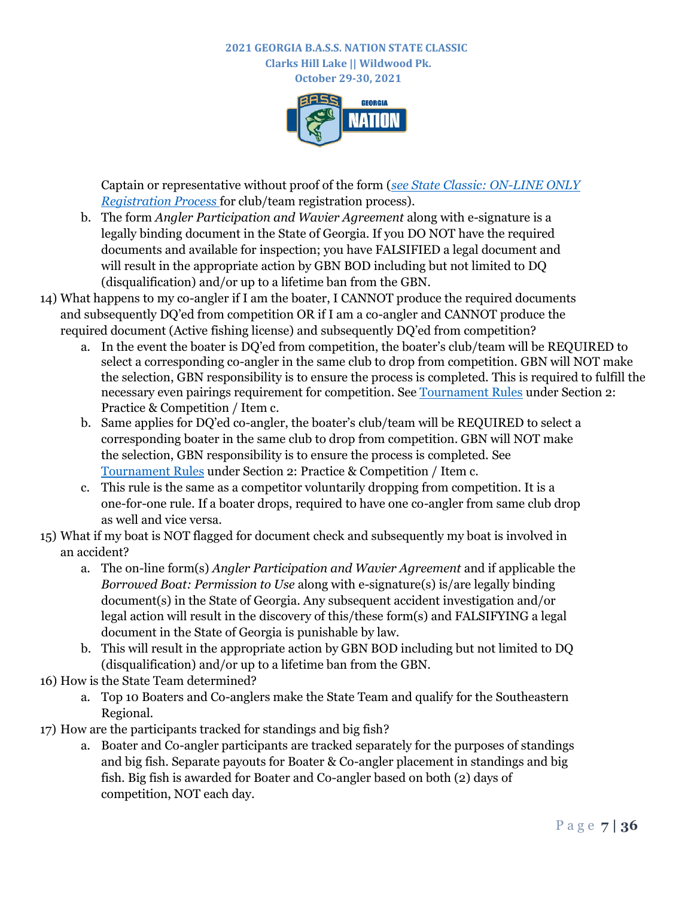Captain or representative without proof of the form (*see State Classic: ON-LINE ONLY Registration Process* for club/team registration process).

   b. The form *Angler Participation and Wavier Agreement* along with e-signature is a legally binding document in the State of Georgia. If you DO NOT have the required documents and available for inspection; you have FALSIFIED a legal document and will result in the appropriate action by GBN BOD including but not limited to DQ (disqualification) and/or up to a lifetime ban from the GBN.

14) What happens to my co-angler if I am the boater, I CANNOT produce the required documents and subsequently DQ'ed from competition OR if I am a co-angler and CANNOT produce the required document (Active fishing license) and subsequently DQ'ed from competition?
   a. In the event the boater is DQ'ed from competition, the boater's club/team will be REQUIRED to select a corresponding co-angler in the same club to drop from competition. GBN will NOT make the selection, GBN responsibility is to ensure the process is completed. This is required to fulfill the necessary even pairings requirement for competition. See Tournament Rules under Section 2: Practice & Competition / Item c.
   b. Same applies for DQ'ed co-angler, the boater's club/team will be REQUIRED to select a corresponding boater in the same club to drop from competition. GBN will NOT make the selection, GBN responsibility is to ensure the process is completed. See Tournament Rules under Section 2: Practice & Competition / Item c.
   c. This rule is the same as a competitor voluntarily dropping from competition. It is a one-for-one rule. If a boater drops, required to have one co-angler from same club drop as well and vice versa.

15) What if my boat is NOT flagged for document check and subsequently my boat is involved in an accident?
   a. The on-line form(s) *Angler Participation and Wavier Agreement* and if applicable the *Borrowed Boat: Permission to Use* along with e-signature(s) is/are legally binding document(s) in the State of Georgia. Any subsequent accident investigation and/or legal action will result in the discovery of this/these form(s) and FALSIFYING a legal document in the State of Georgia is punishable by law.
   b. This will result in the appropriate action by GBN BOD including but not limited to DQ (disqualification) and/or up to a lifetime ban from the GBN.

16) How is the State Team determined?
   a. Top 10 Boaters and Co-anglers make the State Team and qualify for the Southeastern Regional.

17) How are the participants tracked for standings and big fish?
   a. Boater and Co-angler participants are tracked separately for the purposes of standings and big fish. Separate payouts for Boater & Co-angler placement in standings and big fish. Big fish is awarded for Boater and Co-angler based on both (2) days of competition, NOT each day.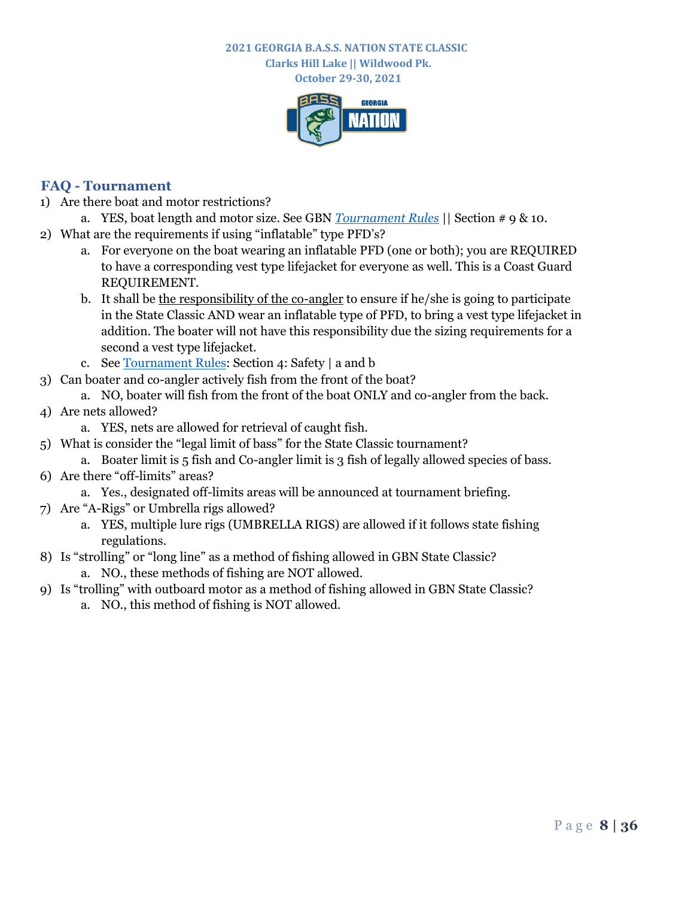**2021 GEORGIA B.A.S.S. NATION STATE CLASSIC**
**Clarks Hill Lake || Wildwood Pk.**
**October 29-30, 2021**

## FAQ - Tournament

1) Are there boat and motor restrictions?
   a. YES, boat length and motor size. See GBN *Tournament Rules* || Section # 9 & 10.
2) What are the requirements if using "inflatable" type PFD's?
   a. For everyone on the boat wearing an inflatable PFD (one or both); you are REQUIRED to have a corresponding vest type lifejacket for everyone as well. This is a Coast Guard REQUIREMENT.
   b. It shall be the responsibility of the co-angler to ensure if he/she is going to participate in the State Classic AND wear an inflatable type of PFD, to bring a vest type lifejacket in addition. The boater will not have this responsibility due the sizing requirements for a second a vest type lifejacket.
   c. See Tournament Rules: Section 4: Safety | a and b
3) Can boater and co-angler actively fish from the front of the boat?
   a. NO, boater will fish from the front of the boat ONLY and co-angler from the back.
4) Are nets allowed?
   a. YES, nets are allowed for retrieval of caught fish.
5) What is consider the "legal limit of bass" for the State Classic tournament?
   a. Boater limit is 5 fish and Co-angler limit is 3 fish of legally allowed species of bass.
6) Are there "off-limits" areas?
   a. Yes., designated off-limits areas will be announced at tournament briefing.
7) Are "A-Rigs" or Umbrella rigs allowed?
   a. YES, multiple lure rigs (UMBRELLA RIGS) are allowed if it follows state fishing regulations.
8) Is "strolling" or "long line" as a method of fishing allowed in GBN State Classic?
   a. NO., these methods of fishing are NOT allowed.
9) Is "trolling" with outboard motor as a method of fishing allowed in GBN State Classic?
   a. NO., this method of fishing is NOT allowed.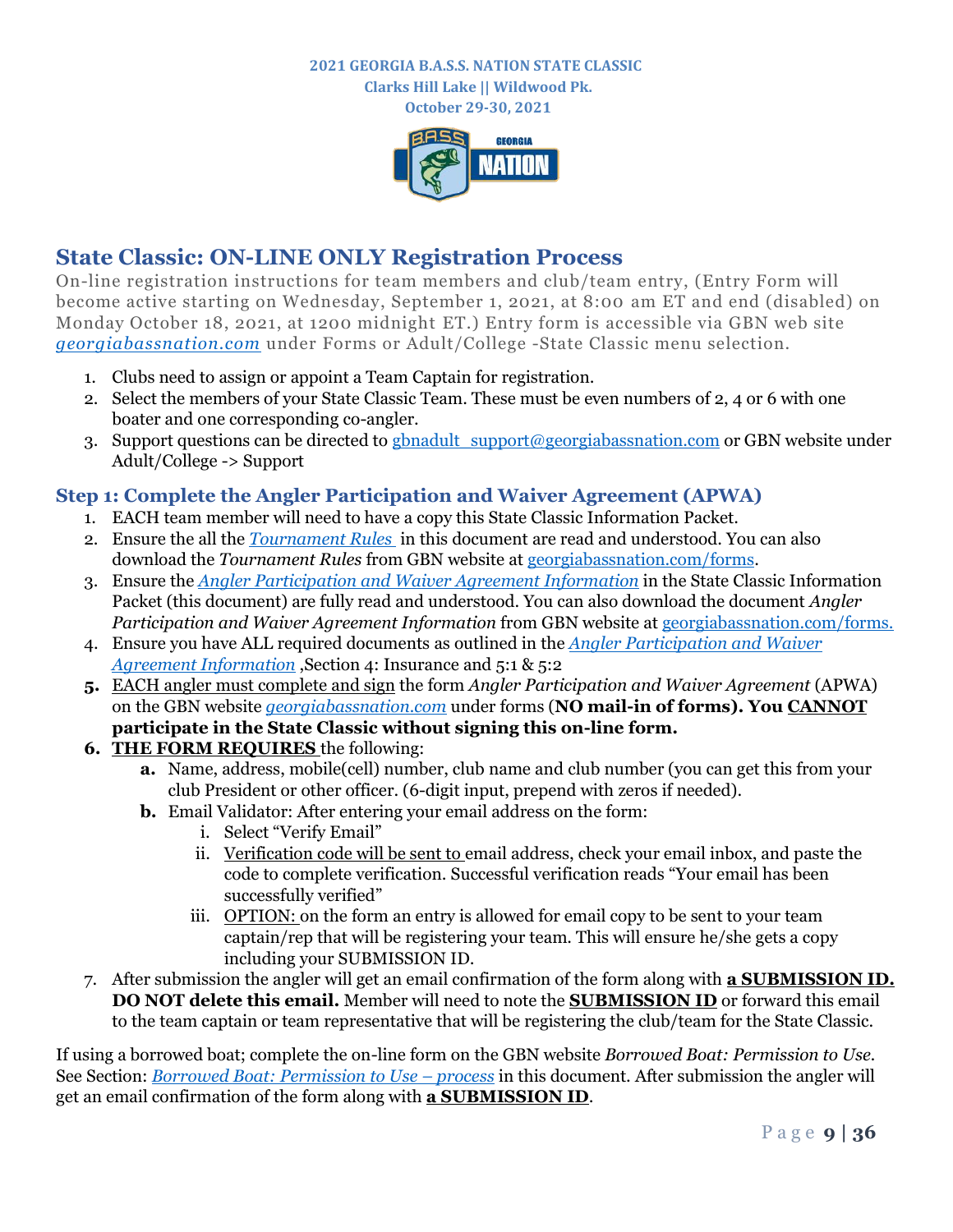## State Classic: ON-LINE ONLY Registration Process

On-line registration instructions for team members and club/team entry, (Entry Form will become active starting on Wednesday, September 1, 2021, at 8:00 am ET and end (disabled) on Monday October 18, 2021, at 1200 midnight ET.) Entry form is accessible via GBN web site *georgiabassnation.com* under Forms or Adult/College -State Classic menu selection.

1. Clubs need to assign or appoint a Team Captain for registration.
2. Select the members of your State Classic Team. These must be even numbers of 2, 4 or 6 with one boater and one corresponding co-angler.
3. Support questions can be directed to gbnadult_support@georgiabassnation.com or GBN website under Adult/College -> Support

### Step 1: Complete the Angler Participation and Waiver Agreement (APWA)

1. EACH team member will need to have a copy this State Classic Information Packet.
2. Ensure the all the *Tournament Rules* in this document are read and understood. You can also download the *Tournament Rules* from GBN website at georgiabassnation.com/forms.
3. Ensure the *Angler Participation and Waiver Agreement Information* in the State Classic Information Packet (this document) are fully read and understood. You can also download the document *Angler Participation and Waiver Agreement Information* from GBN website at georgiabassnation.com/forms.
4. Ensure you have ALL required documents as outlined in the *Angler Participation and Waiver Agreement Information* ,Section 4: Insurance and 5:1 & 5:2
5. EACH angler must complete and sign the form *Angler Participation and Waiver Agreement* (APWA) on the GBN website *georgiabassnation.com* under forms (**NO mail-in of forms). You CANNOT participate in the State Classic without signing this on-line form.**
6. **THE FORM REQUIRES** the following:
   - **a.** Name, address, mobile(cell) number, club name and club number (you can get this from your club President or other officer. (6-digit input, prepend with zeros if needed).
   - **b.** Email Validator: After entering your email address on the form:
     - i. Select "Verify Email"
     - ii. Verification code will be sent to email address, check your email inbox, and paste the code to complete verification. Successful verification reads "Your email has been successfully verified"
     - iii. OPTION: on the form an entry is allowed for email copy to be sent to your team captain/rep that will be registering your team. This will ensure he/she gets a copy including your SUBMISSION ID.
7. After submission the angler will get an email confirmation of the form along with **a SUBMISSION ID. DO NOT delete this email.** Member will need to note the **SUBMISSION ID** or forward this email to the team captain or team representative that will be registering the club/team for the State Classic.

If using a borrowed boat; complete the on-line form on the GBN website *Borrowed Boat: Permission to Use*. See Section: *Borrowed Boat: Permission to Use – process* in this document. After submission the angler will get an email confirmation of the form along with **a SUBMISSION ID**.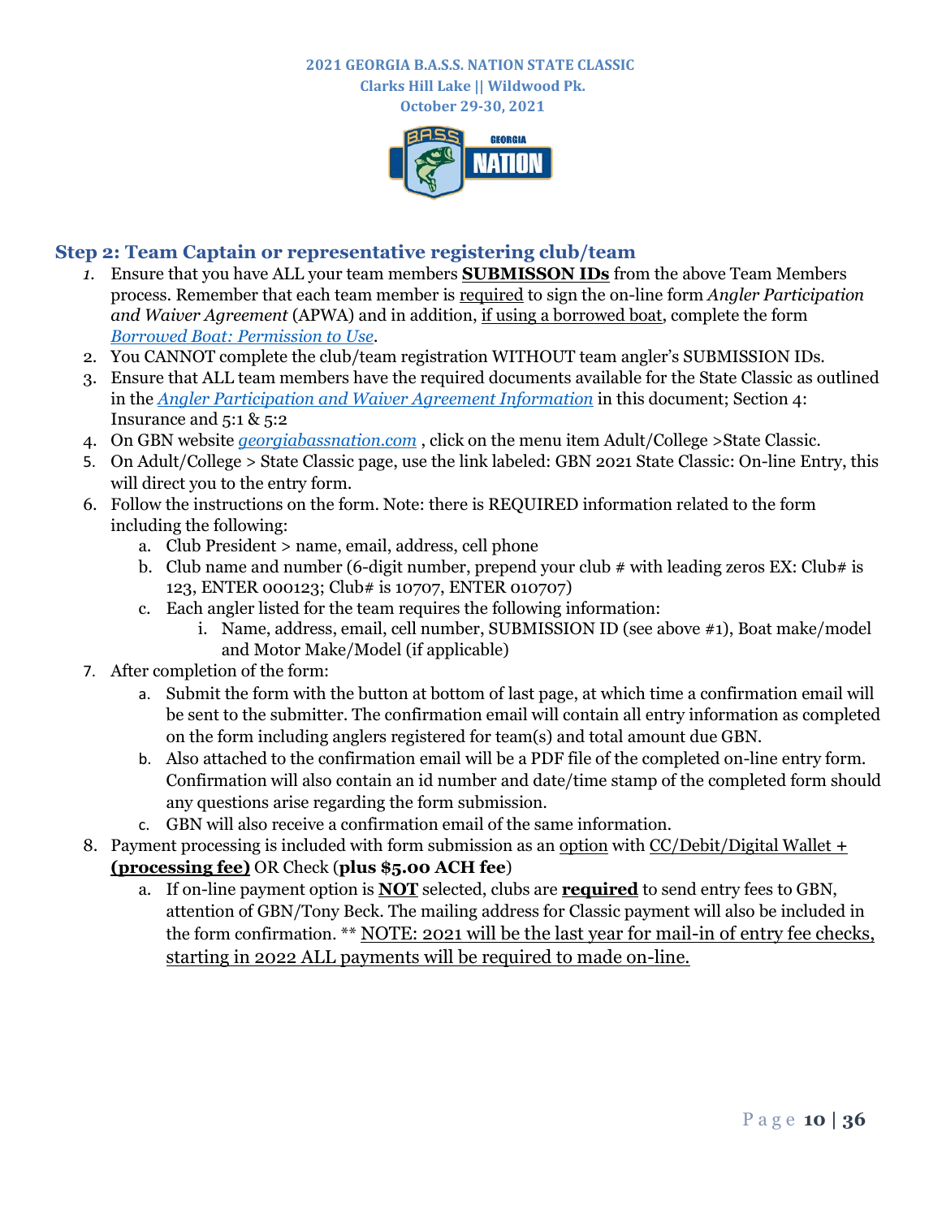## Step 2: Team Captain or representative registering club/team

1. Ensure that you have ALL your team members **SUBMISSON IDs** from the above Team Members process. Remember that each team member is required to sign the on-line form *Angler Participation and Waiver Agreement* (APWA) and in addition, if using a borrowed boat, complete the form *Borrowed Boat: Permission to Use*.
2. You CANNOT complete the club/team registration WITHOUT team angler's SUBMISSION IDs.
3. Ensure that ALL team members have the required documents available for the State Classic as outlined in the *Angler Participation and Waiver Agreement Information* in this document; Section 4: Insurance and 5:1 & 5:2
4. On GBN website *georgiabassnation.com* , click on the menu item Adult/College >State Classic.
5. On Adult/College > State Classic page, use the link labeled: GBN 2021 State Classic: On-line Entry, this will direct you to the entry form.
6. Follow the instructions on the form. Note: there is REQUIRED information related to the form including the following:
   a. Club President > name, email, address, cell phone
   b. Club name and number (6-digit number, prepend your club # with leading zeros EX: Club# is 123, ENTER 000123; Club# is 10707, ENTER 010707)
   c. Each angler listed for the team requires the following information:
      i. Name, address, email, cell number, SUBMISSION ID (see above #1), Boat make/model and Motor Make/Model (if applicable)
7. After completion of the form:
   a. Submit the form with the button at bottom of last page, at which time a confirmation email will be sent to the submitter. The confirmation email will contain all entry information as completed on the form including anglers registered for team(s) and total amount due GBN.
   b. Also attached to the confirmation email will be a PDF file of the completed on-line entry form. Confirmation will also contain an id number and date/time stamp of the completed form should any questions arise regarding the form submission.
   c. GBN will also receive a confirmation email of the same information.
8. Payment processing is included with form submission as an option with CC/Debit/Digital Wallet + **(processing fee)** OR Check (**plus $5.00 ACH fee**)
   a. If on-line payment option is **NOT** selected, clubs are **required** to send entry fees to GBN, attention of GBN/Tony Beck. The mailing address for Classic payment will also be included in the form confirmation. ** NOTE: 2021 will be the last year for mail-in of entry fee checks, starting in 2022 ALL payments will be required to made on-line.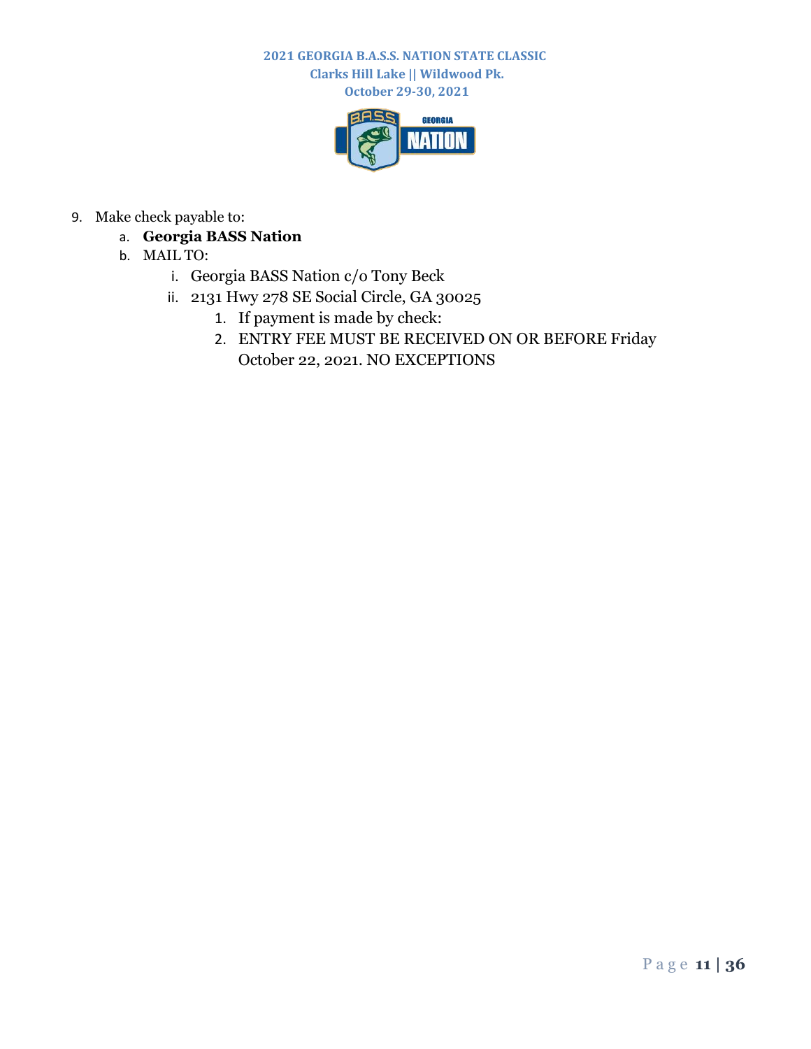9. Make check payable to:
    a. **Georgia BASS Nation**
    b. MAIL TO:
        i. Georgia BASS Nation c/o Tony Beck
        ii. 2131 Hwy 278 SE Social Circle, GA 30025
            1. If payment is made by check:
            2. ENTRY FEE MUST BE RECEIVED ON OR BEFORE Friday October 22, 2021. NO EXCEPTIONS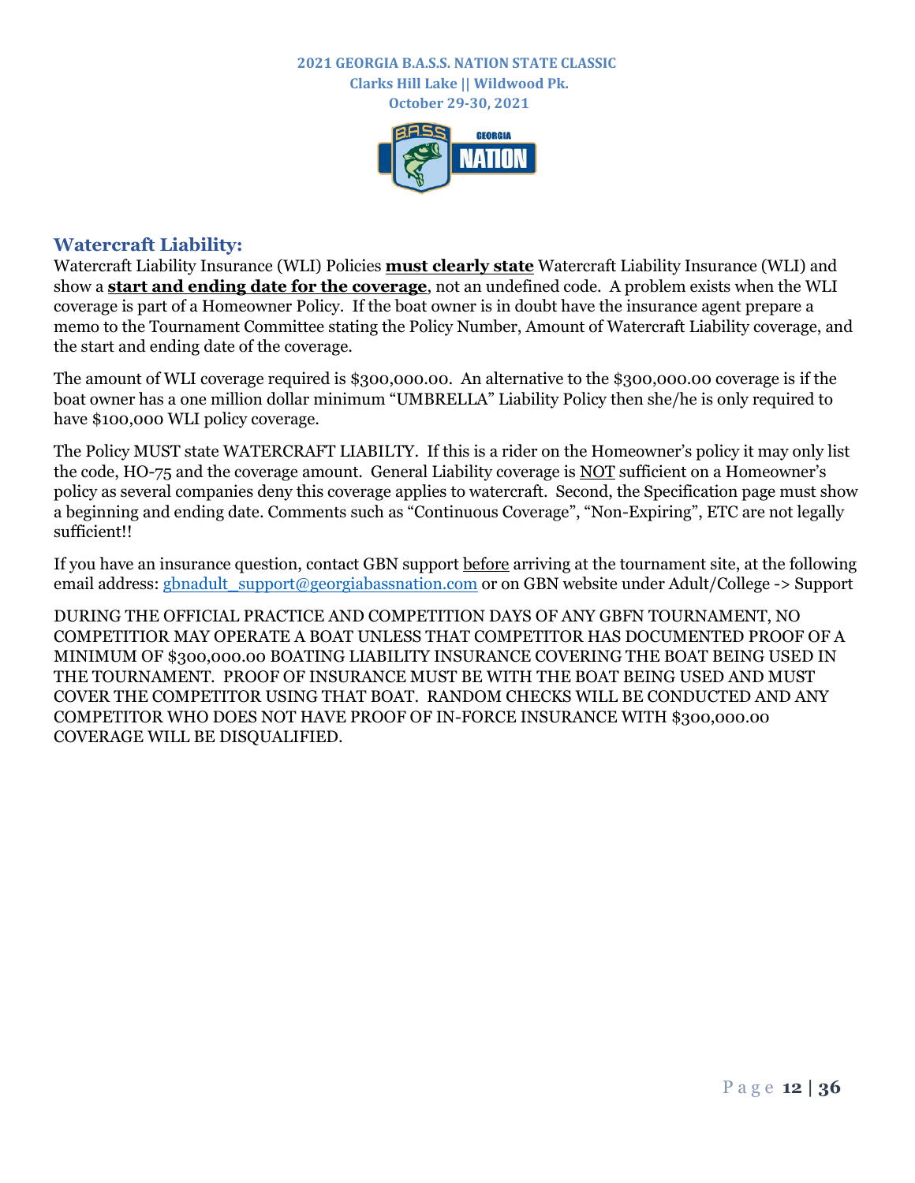## Watercraft Liability:

Watercraft Liability Insurance (WLI) Policies **must clearly state** Watercraft Liability Insurance (WLI) and show a **start and ending date for the coverage**, not an undefined code. A problem exists when the WLI coverage is part of a Homeowner Policy. If the boat owner is in doubt have the insurance agent prepare a memo to the Tournament Committee stating the Policy Number, Amount of Watercraft Liability coverage, and the start and ending date of the coverage.

The amount of WLI coverage required is $300,000.00. An alternative to the $300,000.00 coverage is if the boat owner has a one million dollar minimum "UMBRELLA" Liability Policy then she/he is only required to have $100,000 WLI policy coverage.

The Policy MUST state WATERCRAFT LIABILTY. If this is a rider on the Homeowner's policy it may only list the code, HO-75 and the coverage amount. General Liability coverage is NOT sufficient on a Homeowner's policy as several companies deny this coverage applies to watercraft. Second, the Specification page must show a beginning and ending date. Comments such as "Continuous Coverage", "Non-Expiring", ETC are not legally sufficient!!

If you have an insurance question, contact GBN support before arriving at the tournament site, at the following email address: gbnadult_support@georgiabassnation.com or on GBN website under Adult/College -> Support

DURING THE OFFICIAL PRACTICE AND COMPETITION DAYS OF ANY GBFN TOURNAMENT, NO COMPETITIOR MAY OPERATE A BOAT UNLESS THAT COMPETITOR HAS DOCUMENTED PROOF OF A MINIMUM OF $300,000.00 BOATING LIABILITY INSURANCE COVERING THE BOAT BEING USED IN THE TOURNAMENT. PROOF OF INSURANCE MUST BE WITH THE BOAT BEING USED AND MUST COVER THE COMPETITOR USING THAT BOAT. RANDOM CHECKS WILL BE CONDUCTED AND ANY COMPETITOR WHO DOES NOT HAVE PROOF OF IN-FORCE INSURANCE WITH $300,000.00 COVERAGE WILL BE DISQUALIFIED.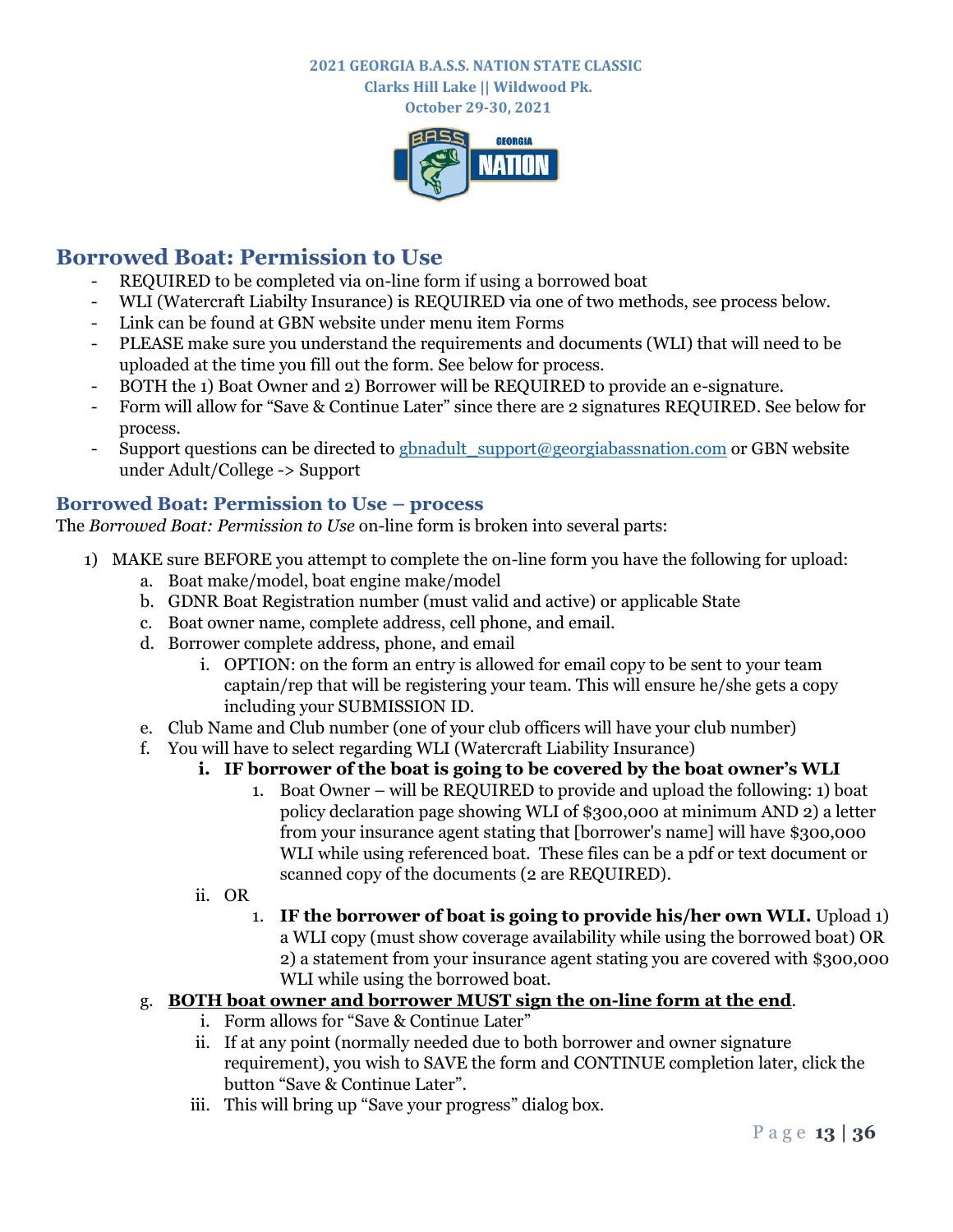## Borrowed Boat: Permission to Use

- REQUIRED to be completed via on-line form if using a borrowed boat
- WLI (Watercraft Liabilty Insurance) is REQUIRED via one of two methods, see process below.
- Link can be found at GBN website under menu item Forms
- PLEASE make sure you understand the requirements and documents (WLI) that will need to be uploaded at the time you fill out the form. See below for process.
- BOTH the 1) Boat Owner and 2) Borrower will be REQUIRED to provide an e-signature.
- Form will allow for "Save & Continue Later" since there are 2 signatures REQUIRED. See below for process.
- Support questions can be directed to gbnadult_support@georgiabassnation.com or GBN website under Adult/College -> Support

### Borrowed Boat: Permission to Use – process

The *Borrowed Boat: Permission to Use* on-line form is broken into several parts:

1) MAKE sure BEFORE you attempt to complete the on-line form you have the following for upload:
   a. Boat make/model, boat engine make/model
   b. GDNR Boat Registration number (must valid and active) or applicable State
   c. Boat owner name, complete address, cell phone, and email.
   d. Borrower complete address, phone, and email
      i. OPTION: on the form an entry is allowed for email copy to be sent to your team captain/rep that will be registering your team. This will ensure he/she gets a copy including your SUBMISSION ID.
   e. Club Name and Club number (one of your club officers will have your club number)
   f. You will have to select regarding WLI (Watercraft Liability Insurance)
      **i. IF borrower of the boat is going to be covered by the boat owner's WLI**
         1. Boat Owner – will be REQUIRED to provide and upload the following: 1) boat policy declaration page showing WLI of $300,000 at minimum AND 2) a letter from your insurance agent stating that [borrower's name] will have $300,000 WLI while using referenced boat. These files can be a pdf or text document or scanned copy of the documents (2 are REQUIRED).
      ii. OR
         1. **IF the borrower of boat is going to provide his/her own WLI.** Upload 1) a WLI copy (must show coverage availability while using the borrowed boat) OR 2) a statement from your insurance agent stating you are covered with $300,000 WLI while using the borrowed boat.
   g. **BOTH boat owner and borrower MUST sign the on-line form at the end**.
      i. Form allows for "Save & Continue Later"
      ii. If at any point (normally needed due to both borrower and owner signature requirement), you wish to SAVE the form and CONTINUE completion later, click the button "Save & Continue Later".
      iii. This will bring up "Save your progress" dialog box.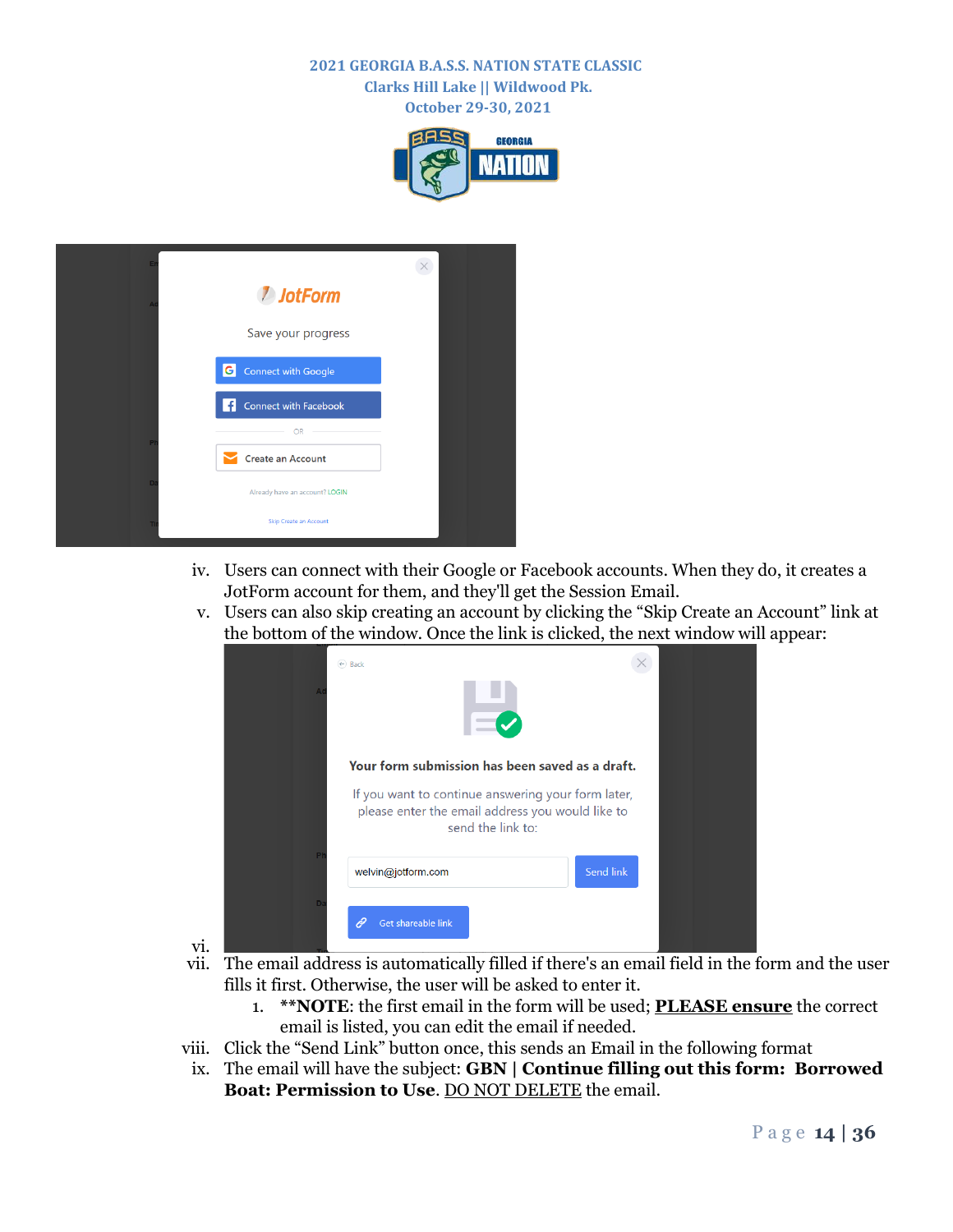iv. Users can connect with their Google or Facebook accounts. When they do, it creates a JotForm account for them, and they'll get the Session Email.

v. Users can also skip creating an account by clicking the "Skip Create an Account" link at the bottom of the window. Once the link is clicked, the next window will appear:

vi.

vii. The email address is automatically filled if there's an email field in the form and the user fills it first. Otherwise, the user will be asked to enter it.

   1. **NOTE: the first email in the form will be used; **PLEASE ensure** the correct email is listed, you can edit the email if needed.

viii. Click the "Send Link" button once, this sends an Email in the following format

ix. The email will have the subject: **GBN | Continue filling out this form: Borrowed Boat: Permission to Use**. DO NOT DELETE the email.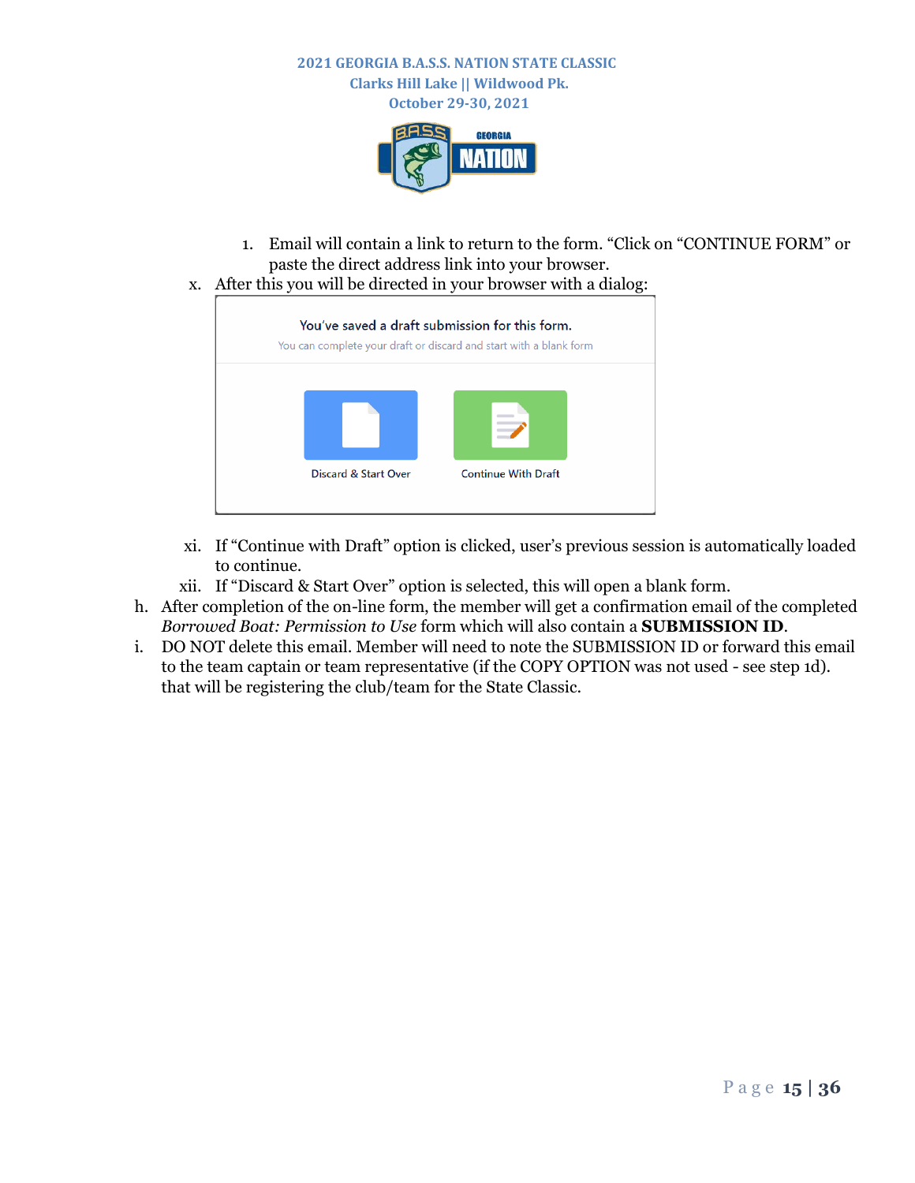1. Email will contain a link to return to the form. "Click on "CONTINUE FORM" or paste the direct address link into your browser.

x. After this you will be directed in your browser with a dialog:

You've saved a draft submission for this form.
You can complete your draft or discard and start with a blank form

Discard & Start Over | Continue With Draft

xi. If "Continue with Draft" option is clicked, user's previous session is automatically loaded to continue.

xii. If "Discard & Start Over" option is selected, this will open a blank form.

h. After completion of the on-line form, the member will get a confirmation email of the completed *Borrowed Boat: Permission to Use* form which will also contain a **SUBMISSION ID**.

i. DO NOT delete this email. Member will need to note the SUBMISSION ID or forward this email to the team captain or team representative (if the COPY OPTION was not used - see step 1d). that will be registering the club/team for the State Classic.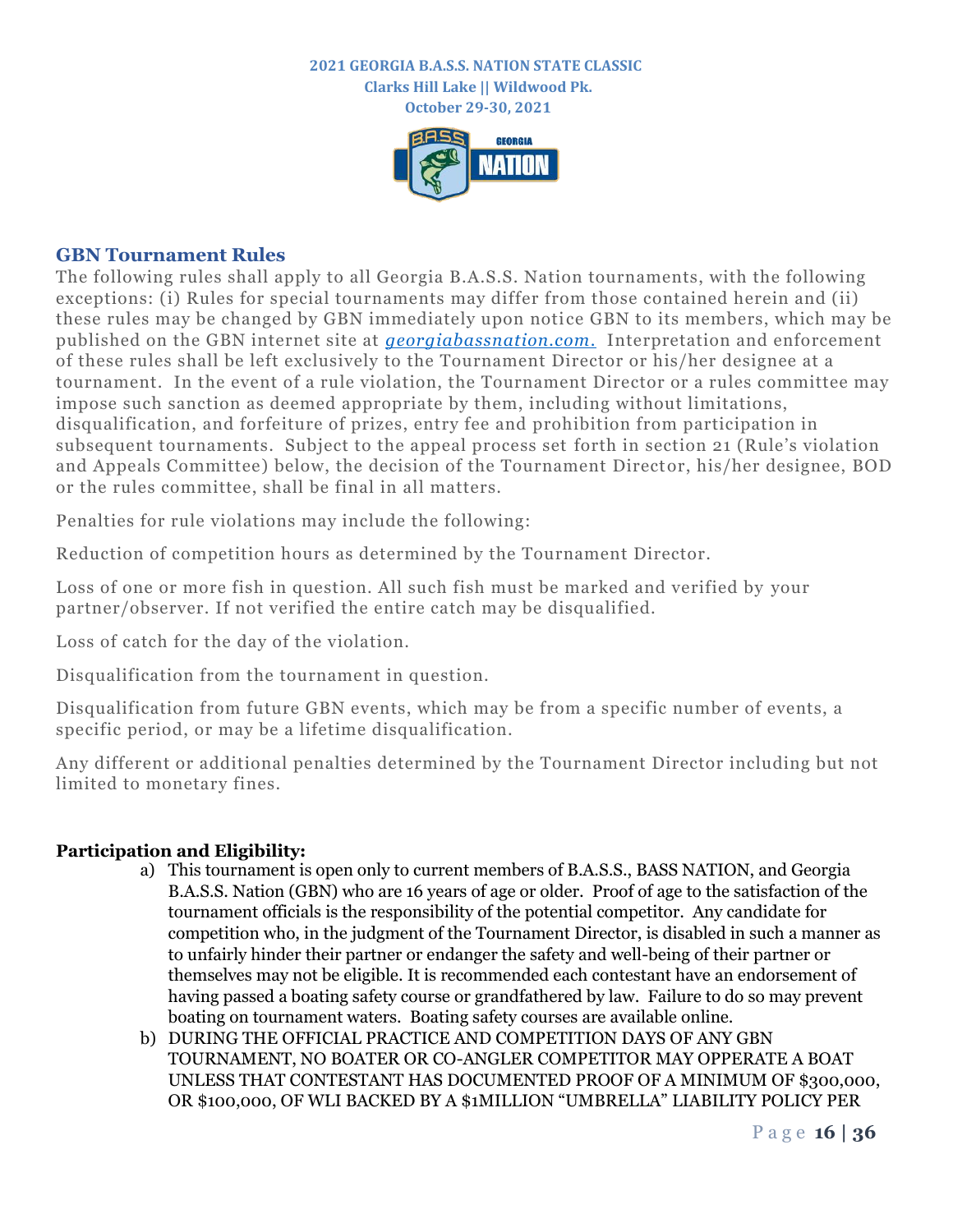## GBN Tournament Rules

The following rules shall apply to all Georgia B.A.S.S. Nation tournaments, with the following exceptions: (i) Rules for special tournaments may differ from those contained herein and (ii) these rules may be changed by GBN immediately upon notice GBN to its members, which may be published on the GBN internet site at *georgiabassnation.com.* Interpretation and enforcement of these rules shall be left exclusively to the Tournament Director or his/her designee at a tournament. In the event of a rule violation, the Tournament Director or a rules committee may impose such sanction as deemed appropriate by them, including without limitations, disqualification, and forfeiture of prizes, entry fee and prohibition from participation in subsequent tournaments. Subject to the appeal process set forth in section 21 (Rule's violation and Appeals Committee) below, the decision of the Tournament Director, his/her designee, BOD or the rules committee, shall be final in all matters.

Penalties for rule violations may include the following:

Reduction of competition hours as determined by the Tournament Director.

Loss of one or more fish in question. All such fish must be marked and verified by your partner/observer. If not verified the entire catch may be disqualified.

Loss of catch for the day of the violation.

Disqualification from the tournament in question.

Disqualification from future GBN events, which may be from a specific number of events, a specific period, or may be a lifetime disqualification.

Any different or additional penalties determined by the Tournament Director including but not limited to monetary fines.

**Participation and Eligibility:**

a) This tournament is open only to current members of B.A.S.S., BASS NATION, and Georgia B.A.S.S. Nation (GBN) who are 16 years of age or older. Proof of age to the satisfaction of the tournament officials is the responsibility of the potential competitor. Any candidate for competition who, in the judgment of the Tournament Director, is disabled in such a manner as to unfairly hinder their partner or endanger the safety and well-being of their partner or themselves may not be eligible. It is recommended each contestant have an endorsement of having passed a boating safety course or grandfathered by law. Failure to do so may prevent boating on tournament waters. Boating safety courses are available online.

b) DURING THE OFFICIAL PRACTICE AND COMPETITION DAYS OF ANY GBN TOURNAMENT, NO BOATER OR CO-ANGLER COMPETITOR MAY OPPERATE A BOAT UNLESS THAT CONTESTANT HAS DOCUMENTED PROOF OF A MINIMUM OF $300,000, OR $100,000, OF WLI BACKED BY A $1MILLION "UMBRELLA" LIABILITY POLICY PER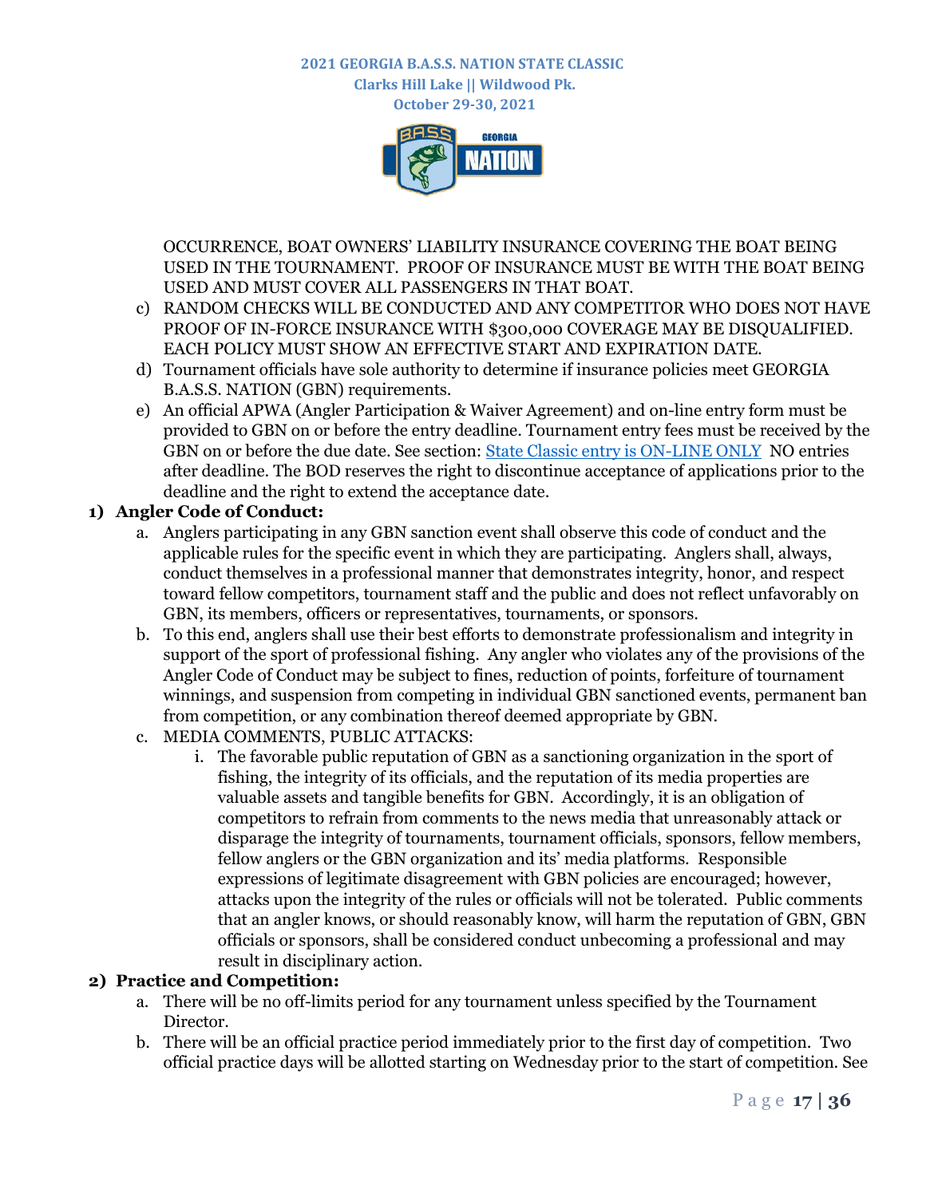OCCURRENCE, BOAT OWNERS' LIABILITY INSURANCE COVERING THE BOAT BEING USED IN THE TOURNAMENT. PROOF OF INSURANCE MUST BE WITH THE BOAT BEING USED AND MUST COVER ALL PASSENGERS IN THAT BOAT.

c) RANDOM CHECKS WILL BE CONDUCTED AND ANY COMPETITOR WHO DOES NOT HAVE PROOF OF IN-FORCE INSURANCE WITH $300,000 COVERAGE MAY BE DISQUALIFIED. EACH POLICY MUST SHOW AN EFFECTIVE START AND EXPIRATION DATE.

d) Tournament officials have sole authority to determine if insurance policies meet GEORGIA B.A.S.S. NATION (GBN) requirements.

e) An official APWA (Angler Participation & Waiver Agreement) and on-line entry form must be provided to GBN on or before the entry deadline. Tournament entry fees must be received by the GBN on or before the due date. See section: State Classic entry is ON-LINE ONLY NO entries after deadline. The BOD reserves the right to discontinue acceptance of applications prior to the deadline and the right to extend the acceptance date.

**1) Angler Code of Conduct:**

a. Anglers participating in any GBN sanction event shall observe this code of conduct and the applicable rules for the specific event in which they are participating. Anglers shall, always, conduct themselves in a professional manner that demonstrates integrity, honor, and respect toward fellow competitors, tournament staff and the public and does not reflect unfavorably on GBN, its members, officers or representatives, tournaments, or sponsors.

b. To this end, anglers shall use their best efforts to demonstrate professionalism and integrity in support of the sport of professional fishing. Any angler who violates any of the provisions of the Angler Code of Conduct may be subject to fines, reduction of points, forfeiture of tournament winnings, and suspension from competing in individual GBN sanctioned events, permanent ban from competition, or any combination thereof deemed appropriate by GBN.

c. MEDIA COMMENTS, PUBLIC ATTACKS:

i. The favorable public reputation of GBN as a sanctioning organization in the sport of fishing, the integrity of its officials, and the reputation of its media properties are valuable assets and tangible benefits for GBN. Accordingly, it is an obligation of competitors to refrain from comments to the news media that unreasonably attack or disparage the integrity of tournaments, tournament officials, sponsors, fellow members, fellow anglers or the GBN organization and its' media platforms. Responsible expressions of legitimate disagreement with GBN policies are encouraged; however, attacks upon the integrity of the rules or officials will not be tolerated. Public comments that an angler knows, or should reasonably know, will harm the reputation of GBN, GBN officials or sponsors, shall be considered conduct unbecoming a professional and may result in disciplinary action.

**2) Practice and Competition:**

a. There will be no off-limits period for any tournament unless specified by the Tournament Director.

b. There will be an official practice period immediately prior to the first day of competition. Two official practice days will be allotted starting on Wednesday prior to the start of competition. See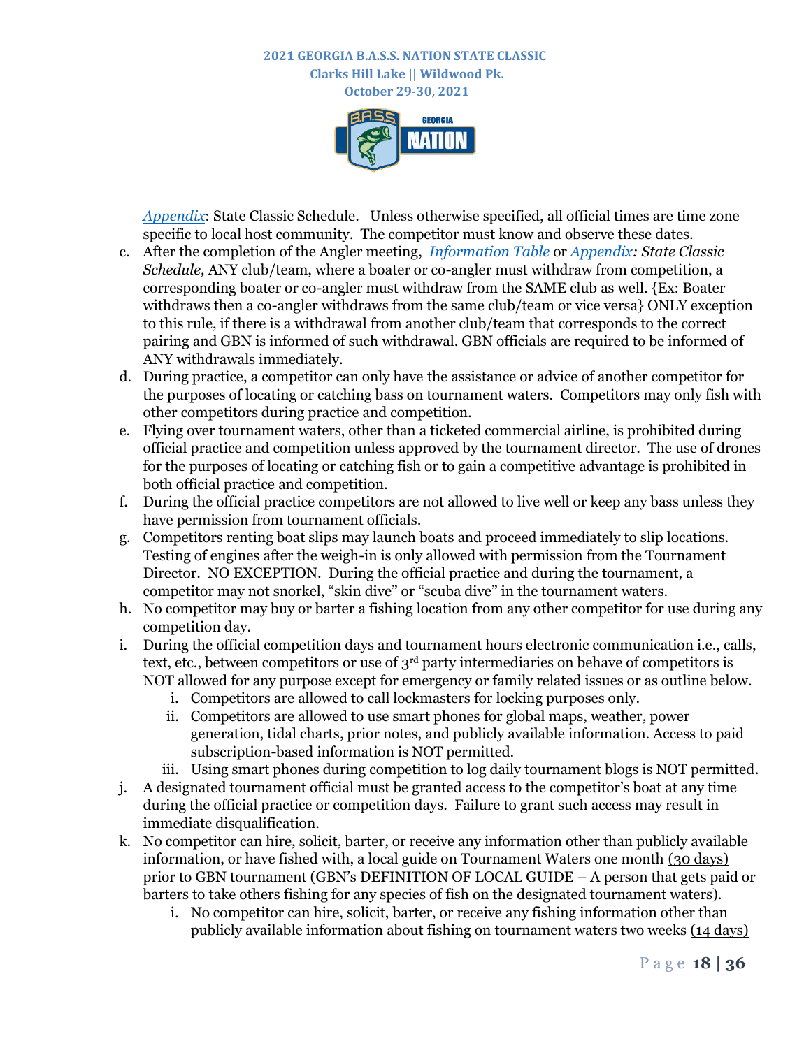*Appendix*: State Classic Schedule. Unless otherwise specified, all official times are time zone specific to local host community. The competitor must know and observe these dates.

c. After the completion of the Angler meeting, *Information Table* or *Appendix: State Classic Schedule,* ANY club/team, where a boater or co-angler must withdraw from competition, a corresponding boater or co-angler must withdraw from the SAME club as well. {Ex: Boater withdraws then a co-angler withdraws from the same club/team or vice versa} ONLY exception to this rule, if there is a withdrawal from another club/team that corresponds to the correct pairing and GBN is informed of such withdrawal. GBN officials are required to be informed of ANY withdrawals immediately.

d. During practice, a competitor can only have the assistance or advice of another competitor for the purposes of locating or catching bass on tournament waters. Competitors may only fish with other competitors during practice and competition.

e. Flying over tournament waters, other than a ticketed commercial airline, is prohibited during official practice and competition unless approved by the tournament director. The use of drones for the purposes of locating or catching fish or to gain a competitive advantage is prohibited in both official practice and competition.

f. During the official practice competitors are not allowed to live well or keep any bass unless they have permission from tournament officials.

g. Competitors renting boat slips may launch boats and proceed immediately to slip locations. Testing of engines after the weigh-in is only allowed with permission from the Tournament Director. NO EXCEPTION. During the official practice and during the tournament, a competitor may not snorkel, "skin dive" or "scuba dive" in the tournament waters.

h. No competitor may buy or barter a fishing location from any other competitor for use during any competition day.

i. During the official competition days and tournament hours electronic communication i.e., calls, text, etc., between competitors or use of 3rd party intermediaries on behave of competitors is NOT allowed for any purpose except for emergency or family related issues or as outline below.
   i. Competitors are allowed to call lockmasters for locking purposes only.
   ii. Competitors are allowed to use smart phones for global maps, weather, power generation, tidal charts, prior notes, and publicly available information. Access to paid subscription-based information is NOT permitted.
   iii. Using smart phones during competition to log daily tournament blogs is NOT permitted.

j. A designated tournament official must be granted access to the competitor's boat at any time during the official practice or competition days. Failure to grant such access may result in immediate disqualification.

k. No competitor can hire, solicit, barter, or receive any information other than publicly available information, or have fished with, a local guide on Tournament Waters one month (30 days) prior to GBN tournament (GBN's DEFINITION OF LOCAL GUIDE – A person that gets paid or barters to take others fishing for any species of fish on the designated tournament waters).
   i. No competitor can hire, solicit, barter, or receive any fishing information other than publicly available information about fishing on tournament waters two weeks (14 days)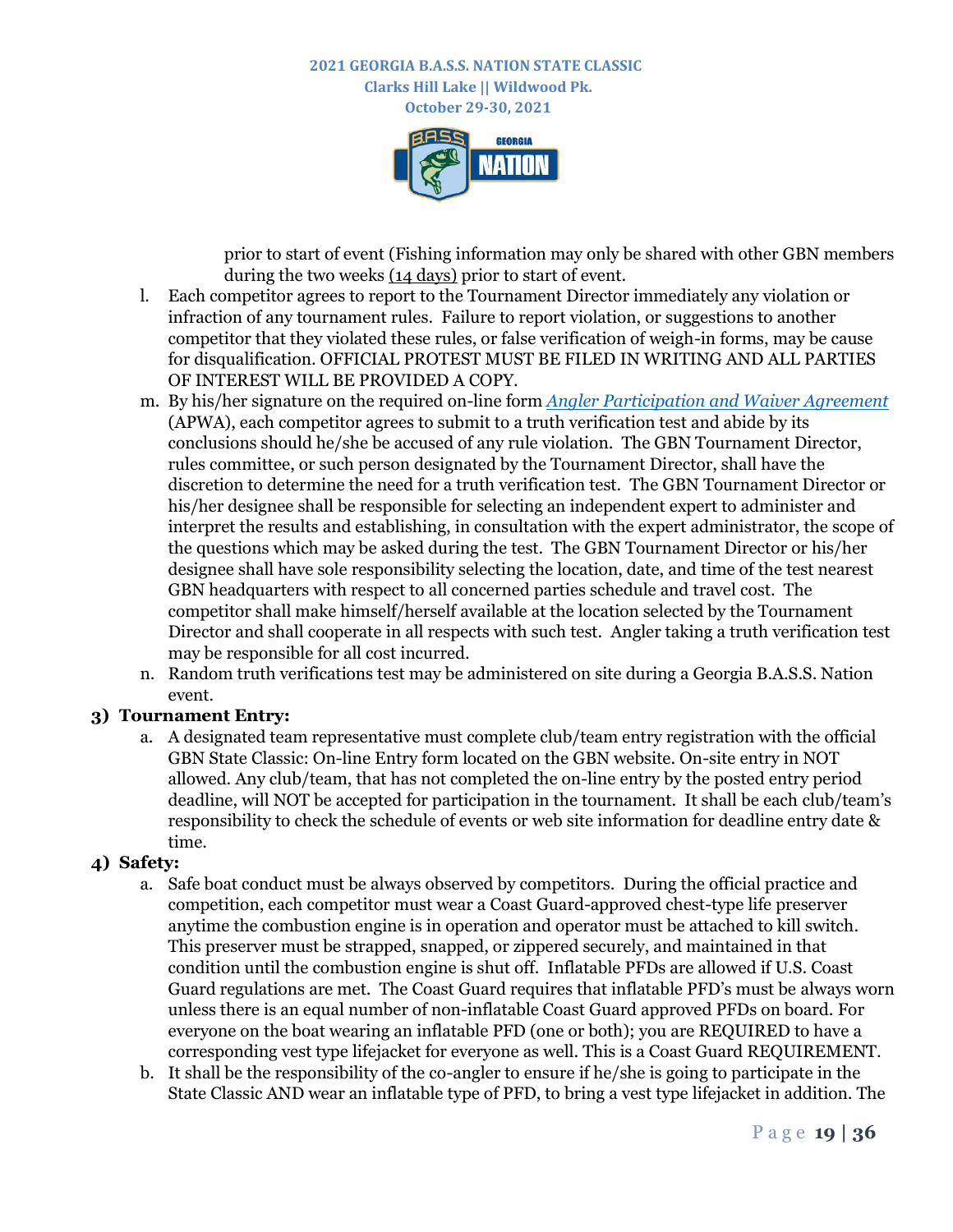prior to start of event (Fishing information may only be shared with other GBN members during the two weeks (14 days) prior to start of event.

l. Each competitor agrees to report to the Tournament Director immediately any violation or infraction of any tournament rules. Failure to report violation, or suggestions to another competitor that they violated these rules, or false verification of weigh-in forms, may be cause for disqualification. OFFICIAL PROTEST MUST BE FILED IN WRITING AND ALL PARTIES OF INTEREST WILL BE PROVIDED A COPY.

m. By his/her signature on the required on-line form *Angler Participation and Waiver Agreement* (APWA), each competitor agrees to submit to a truth verification test and abide by its conclusions should he/she be accused of any rule violation. The GBN Tournament Director, rules committee, or such person designated by the Tournament Director, shall have the discretion to determine the need for a truth verification test. The GBN Tournament Director or his/her designee shall be responsible for selecting an independent expert to administer and interpret the results and establishing, in consultation with the expert administrator, the scope of the questions which may be asked during the test. The GBN Tournament Director or his/her designee shall have sole responsibility selecting the location, date, and time of the test nearest GBN headquarters with respect to all concerned parties schedule and travel cost. The competitor shall make himself/herself available at the location selected by the Tournament Director and shall cooperate in all respects with such test. Angler taking a truth verification test may be responsible for all cost incurred.

n. Random truth verifications test may be administered on site during a Georgia B.A.S.S. Nation event.

**3) Tournament Entry:**

a. A designated team representative must complete club/team entry registration with the official GBN State Classic: On-line Entry form located on the GBN website. On-site entry in NOT allowed. Any club/team, that has not completed the on-line entry by the posted entry period deadline, will NOT be accepted for participation in the tournament. It shall be each club/team's responsibility to check the schedule of events or web site information for deadline entry date & time.

**4) Safety:**

a. Safe boat conduct must be always observed by competitors. During the official practice and competition, each competitor must wear a Coast Guard-approved chest-type life preserver anytime the combustion engine is in operation and operator must be attached to kill switch. This preserver must be strapped, snapped, or zippered securely, and maintained in that condition until the combustion engine is shut off. Inflatable PFDs are allowed if U.S. Coast Guard regulations are met. The Coast Guard requires that inflatable PFD's must be always worn unless there is an equal number of non-inflatable Coast Guard approved PFDs on board. For everyone on the boat wearing an inflatable PFD (one or both); you are REQUIRED to have a corresponding vest type lifejacket for everyone as well. This is a Coast Guard REQUIREMENT.

b. It shall be the responsibility of the co-angler to ensure if he/she is going to participate in the State Classic AND wear an inflatable type of PFD, to bring a vest type lifejacket in addition. The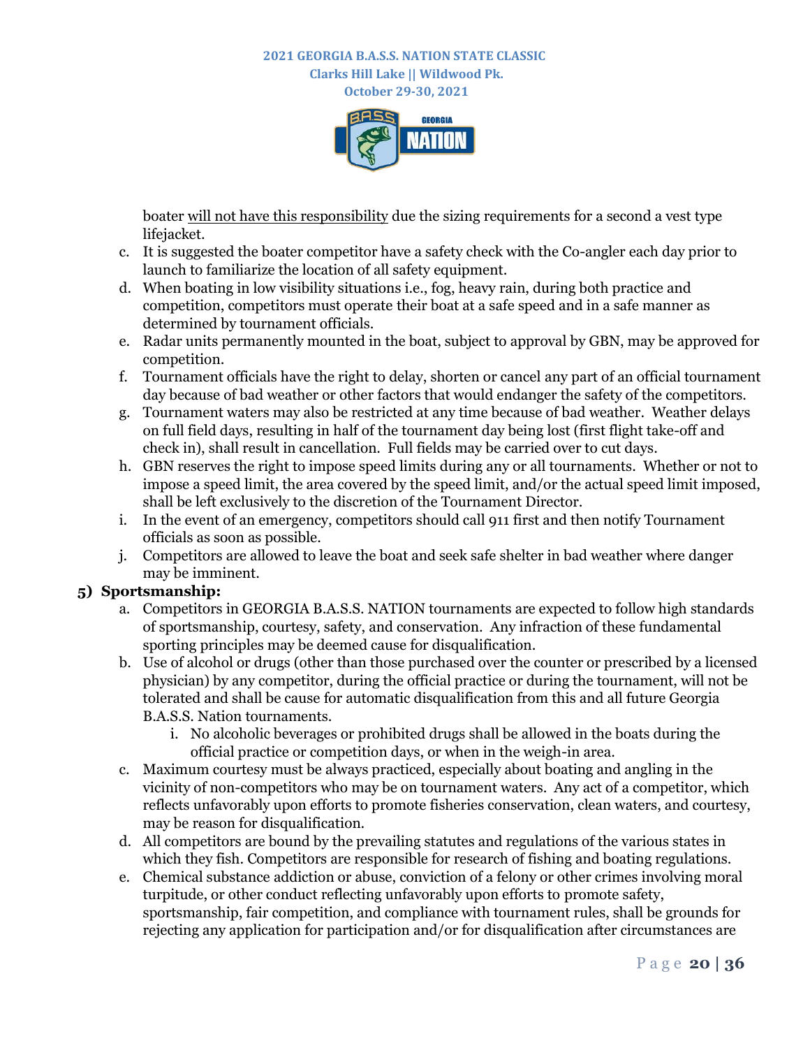boater <u>will not have this responsibility</u> due the sizing requirements for a second a vest type lifejacket.

c. It is suggested the boater competitor have a safety check with the Co-angler each day prior to launch to familiarize the location of all safety equipment.
d. When boating in low visibility situations i.e., fog, heavy rain, during both practice and competition, competitors must operate their boat at a safe speed and in a safe manner as determined by tournament officials.
e. Radar units permanently mounted in the boat, subject to approval by GBN, may be approved for competition.
f. Tournament officials have the right to delay, shorten or cancel any part of an official tournament day because of bad weather or other factors that would endanger the safety of the competitors.
g. Tournament waters may also be restricted at any time because of bad weather. Weather delays on full field days, resulting in half of the tournament day being lost (first flight take-off and check in), shall result in cancellation. Full fields may be carried over to cut days.
h. GBN reserves the right to impose speed limits during any or all tournaments. Whether or not to impose a speed limit, the area covered by the speed limit, and/or the actual speed limit imposed, shall be left exclusively to the discretion of the Tournament Director.
i. In the event of an emergency, competitors should call 911 first and then notify Tournament officials as soon as possible.
j. Competitors are allowed to leave the boat and seek safe shelter in bad weather where danger may be imminent.

**5) Sportsmanship:**

a. Competitors in GEORGIA B.A.S.S. NATION tournaments are expected to follow high standards of sportsmanship, courtesy, safety, and conservation. Any infraction of these fundamental sporting principles may be deemed cause for disqualification.
b. Use of alcohol or drugs (other than those purchased over the counter or prescribed by a licensed physician) by any competitor, during the official practice or during the tournament, will not be tolerated and shall be cause for automatic disqualification from this and all future Georgia B.A.S.S. Nation tournaments.
    i. No alcoholic beverages or prohibited drugs shall be allowed in the boats during the official practice or competition days, or when in the weigh-in area.
c. Maximum courtesy must be always practiced, especially about boating and angling in the vicinity of non-competitors who may be on tournament waters. Any act of a competitor, which reflects unfavorably upon efforts to promote fisheries conservation, clean waters, and courtesy, may be reason for disqualification.
d. All competitors are bound by the prevailing statutes and regulations of the various states in which they fish. Competitors are responsible for research of fishing and boating regulations.
e. Chemical substance addiction or abuse, conviction of a felony or other crimes involving moral turpitude, or other conduct reflecting unfavorably upon efforts to promote safety, sportsmanship, fair competition, and compliance with tournament rules, shall be grounds for rejecting any application for participation and/or for disqualification after circumstances are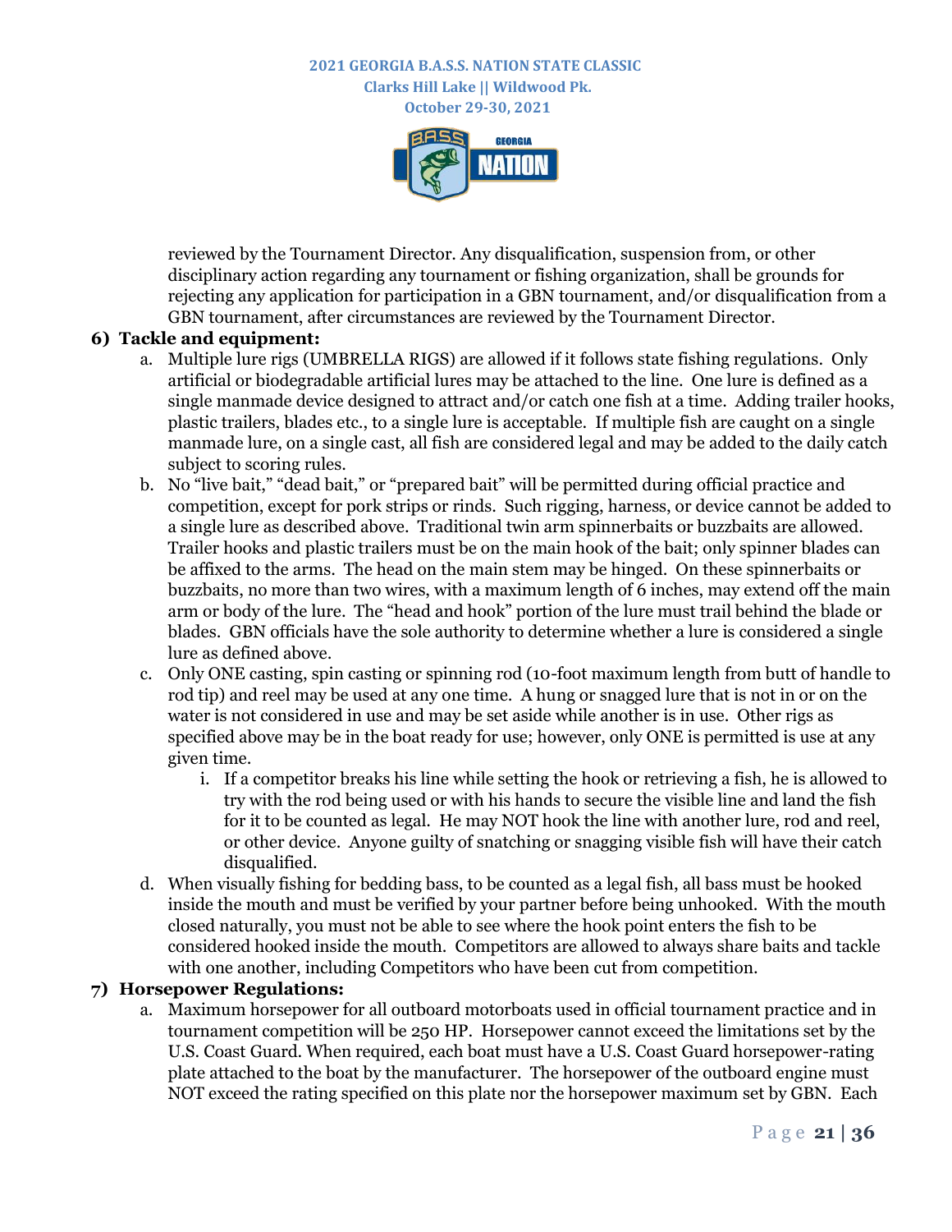reviewed by the Tournament Director. Any disqualification, suspension from, or other disciplinary action regarding any tournament or fishing organization, shall be grounds for rejecting any application for participation in a GBN tournament, and/or disqualification from a GBN tournament, after circumstances are reviewed by the Tournament Director.

**6) Tackle and equipment:**

a. Multiple lure rigs (UMBRELLA RIGS) are allowed if it follows state fishing regulations. Only artificial or biodegradable artificial lures may be attached to the line. One lure is defined as a single manmade device designed to attract and/or catch one fish at a time. Adding trailer hooks, plastic trailers, blades etc., to a single lure is acceptable. If multiple fish are caught on a single manmade lure, on a single cast, all fish are considered legal and may be added to the daily catch subject to scoring rules.

b. No "live bait," "dead bait," or "prepared bait" will be permitted during official practice and competition, except for pork strips or rinds. Such rigging, harness, or device cannot be added to a single lure as described above. Traditional twin arm spinnerbaits or buzzbaits are allowed. Trailer hooks and plastic trailers must be on the main hook of the bait; only spinner blades can be affixed to the arms. The head on the main stem may be hinged. On these spinnerbaits or buzzbaits, no more than two wires, with a maximum length of 6 inches, may extend off the main arm or body of the lure. The "head and hook" portion of the lure must trail behind the blade or blades. GBN officials have the sole authority to determine whether a lure is considered a single lure as defined above.

c. Only ONE casting, spin casting or spinning rod (10-foot maximum length from butt of handle to rod tip) and reel may be used at any one time. A hung or snagged lure that is not in or on the water is not considered in use and may be set aside while another is in use. Other rigs as specified above may be in the boat ready for use; however, only ONE is permitted is use at any given time.

   i. If a competitor breaks his line while setting the hook or retrieving a fish, he is allowed to try with the rod being used or with his hands to secure the visible line and land the fish for it to be counted as legal. He may NOT hook the line with another lure, rod and reel, or other device. Anyone guilty of snatching or snagging visible fish will have their catch disqualified.

d. When visually fishing for bedding bass, to be counted as a legal fish, all bass must be hooked inside the mouth and must be verified by your partner before being unhooked. With the mouth closed naturally, you must not be able to see where the hook point enters the fish to be considered hooked inside the mouth. Competitors are allowed to always share baits and tackle with one another, including Competitors who have been cut from competition.

**7) Horsepower Regulations:**

a. Maximum horsepower for all outboard motorboats used in official tournament practice and in tournament competition will be 250 HP. Horsepower cannot exceed the limitations set by the U.S. Coast Guard. When required, each boat must have a U.S. Coast Guard horsepower-rating plate attached to the boat by the manufacturer. The horsepower of the outboard engine must NOT exceed the rating specified on this plate nor the horsepower maximum set by GBN. Each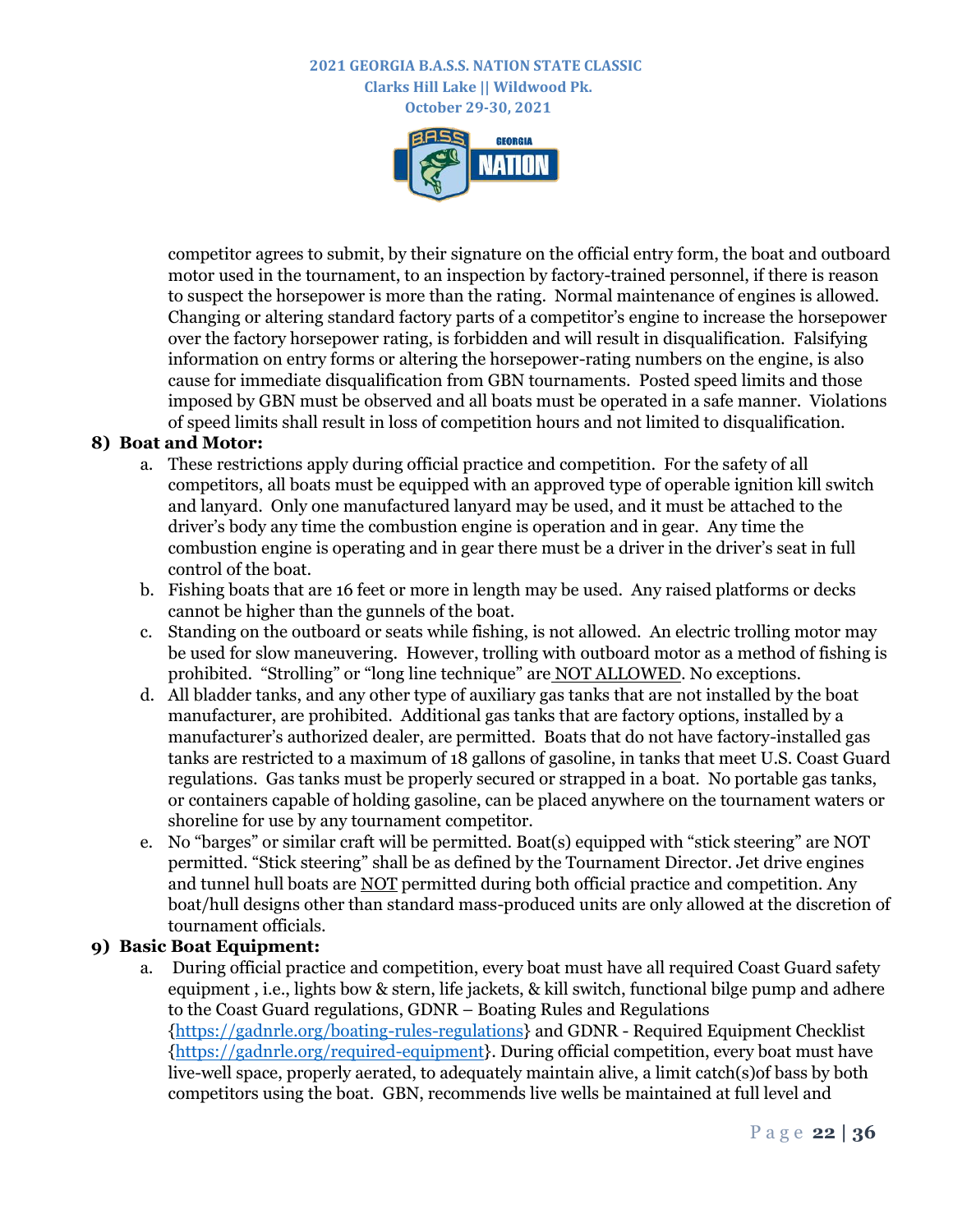competitor agrees to submit, by their signature on the official entry form, the boat and outboard motor used in the tournament, to an inspection by factory-trained personnel, if there is reason to suspect the horsepower is more than the rating. Normal maintenance of engines is allowed. Changing or altering standard factory parts of a competitor's engine to increase the horsepower over the factory horsepower rating, is forbidden and will result in disqualification. Falsifying information on entry forms or altering the horsepower-rating numbers on the engine, is also cause for immediate disqualification from GBN tournaments. Posted speed limits and those imposed by GBN must be observed and all boats must be operated in a safe manner. Violations of speed limits shall result in loss of competition hours and not limited to disqualification.

**8) Boat and Motor:**

a. These restrictions apply during official practice and competition. For the safety of all competitors, all boats must be equipped with an approved type of operable ignition kill switch and lanyard. Only one manufactured lanyard may be used, and it must be attached to the driver's body any time the combustion engine is operation and in gear. Any time the combustion engine is operating and in gear there must be a driver in the driver's seat in full control of the boat.

b. Fishing boats that are 16 feet or more in length may be used. Any raised platforms or decks cannot be higher than the gunnels of the boat.

c. Standing on the outboard or seats while fishing, is not allowed. An electric trolling motor may be used for slow maneuvering. However, trolling with outboard motor as a method of fishing is prohibited. "Strolling" or "long line technique" are <u>NOT ALLOWED</u>. No exceptions.

d. All bladder tanks, and any other type of auxiliary gas tanks that are not installed by the boat manufacturer, are prohibited. Additional gas tanks that are factory options, installed by a manufacturer's authorized dealer, are permitted. Boats that do not have factory-installed gas tanks are restricted to a maximum of 18 gallons of gasoline, in tanks that meet U.S. Coast Guard regulations. Gas tanks must be properly secured or strapped in a boat. No portable gas tanks, or containers capable of holding gasoline, can be placed anywhere on the tournament waters or shoreline for use by any tournament competitor.

e. No "barges" or similar craft will be permitted. Boat(s) equipped with "stick steering" are NOT permitted. "Stick steering" shall be as defined by the Tournament Director. Jet drive engines and tunnel hull boats are <u>NOT</u> permitted during both official practice and competition. Any boat/hull designs other than standard mass-produced units are only allowed at the discretion of tournament officials.

**9) Basic Boat Equipment:**

a. During official practice and competition, every boat must have all required Coast Guard safety equipment , i.e., lights bow & stern, life jackets, & kill switch, functional bilge pump and adhere to the Coast Guard regulations, GDNR – Boating Rules and Regulations {https://gadnrle.org/boating-rules-regulations} and GDNR - Required Equipment Checklist {https://gadnrle.org/required-equipment}. During official competition, every boat must have live-well space, properly aerated, to adequately maintain alive, a limit catch(s)of bass by both competitors using the boat. GBN, recommends live wells be maintained at full level and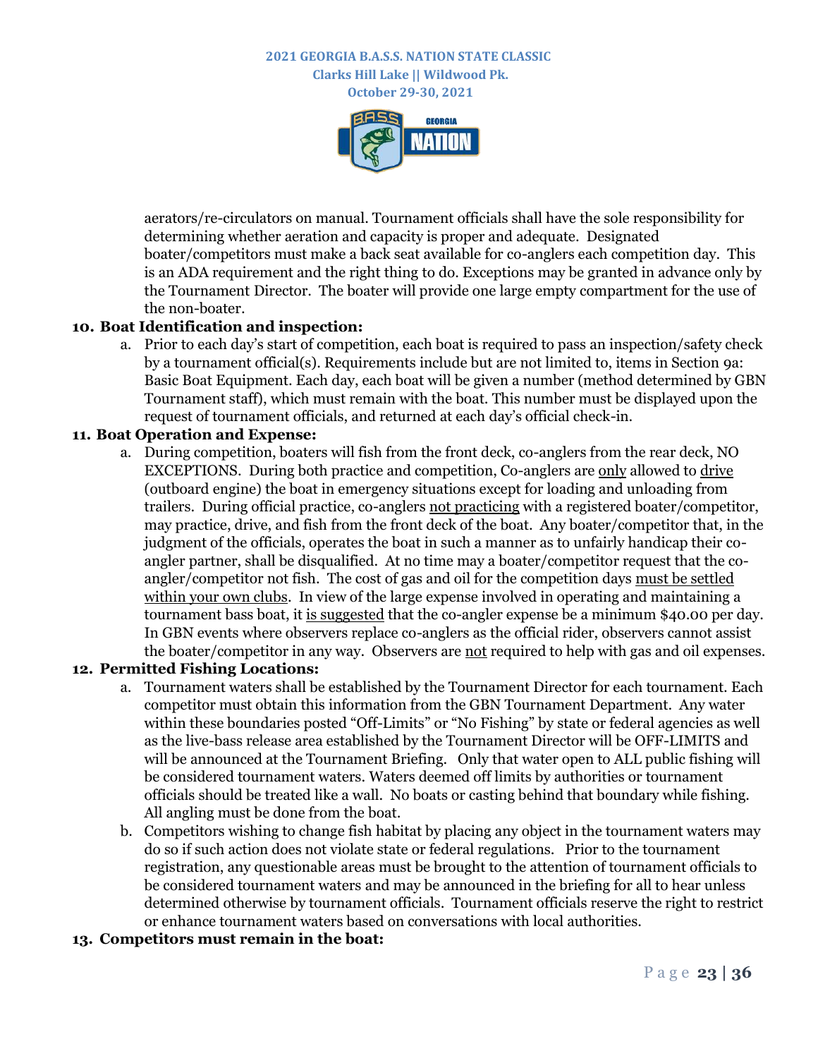aerators/re-circulators on manual. Tournament officials shall have the sole responsibility for determining whether aeration and capacity is proper and adequate. Designated boater/competitors must make a back seat available for co-anglers each competition day. This is an ADA requirement and the right thing to do. Exceptions may be granted in advance only by the Tournament Director. The boater will provide one large empty compartment for the use of the non-boater.

**10. Boat Identification and inspection:**

a. Prior to each day's start of competition, each boat is required to pass an inspection/safety check by a tournament official(s). Requirements include but are not limited to, items in Section 9a: Basic Boat Equipment. Each day, each boat will be given a number (method determined by GBN Tournament staff), which must remain with the boat. This number must be displayed upon the request of tournament officials, and returned at each day's official check-in.

**11. Boat Operation and Expense:**

a. During competition, boaters will fish from the front deck, co-anglers from the rear deck, NO EXCEPTIONS. During both practice and competition, Co-anglers are only allowed to drive (outboard engine) the boat in emergency situations except for loading and unloading from trailers. During official practice, co-anglers not practicing with a registered boater/competitor, may practice, drive, and fish from the front deck of the boat. Any boater/competitor that, in the judgment of the officials, operates the boat in such a manner as to unfairly handicap their co-angler partner, shall be disqualified. At no time may a boater/competitor request that the co-angler/competitor not fish. The cost of gas and oil for the competition days must be settled within your own clubs. In view of the large expense involved in operating and maintaining a tournament bass boat, it is suggested that the co-angler expense be a minimum $40.00 per day. In GBN events where observers replace co-anglers as the official rider, observers cannot assist the boater/competitor in any way. Observers are not required to help with gas and oil expenses.

**12. Permitted Fishing Locations:**

a. Tournament waters shall be established by the Tournament Director for each tournament. Each competitor must obtain this information from the GBN Tournament Department. Any water within these boundaries posted "Off-Limits" or "No Fishing" by state or federal agencies as well as the live-bass release area established by the Tournament Director will be OFF-LIMITS and will be announced at the Tournament Briefing. Only that water open to ALL public fishing will be considered tournament waters. Waters deemed off limits by authorities or tournament officials should be treated like a wall. No boats or casting behind that boundary while fishing. All angling must be done from the boat.

b. Competitors wishing to change fish habitat by placing any object in the tournament waters may do so if such action does not violate state or federal regulations. Prior to the tournament registration, any questionable areas must be brought to the attention of tournament officials to be considered tournament waters and may be announced in the briefing for all to hear unless determined otherwise by tournament officials. Tournament officials reserve the right to restrict or enhance tournament waters based on conversations with local authorities.

**13. Competitors must remain in the boat:**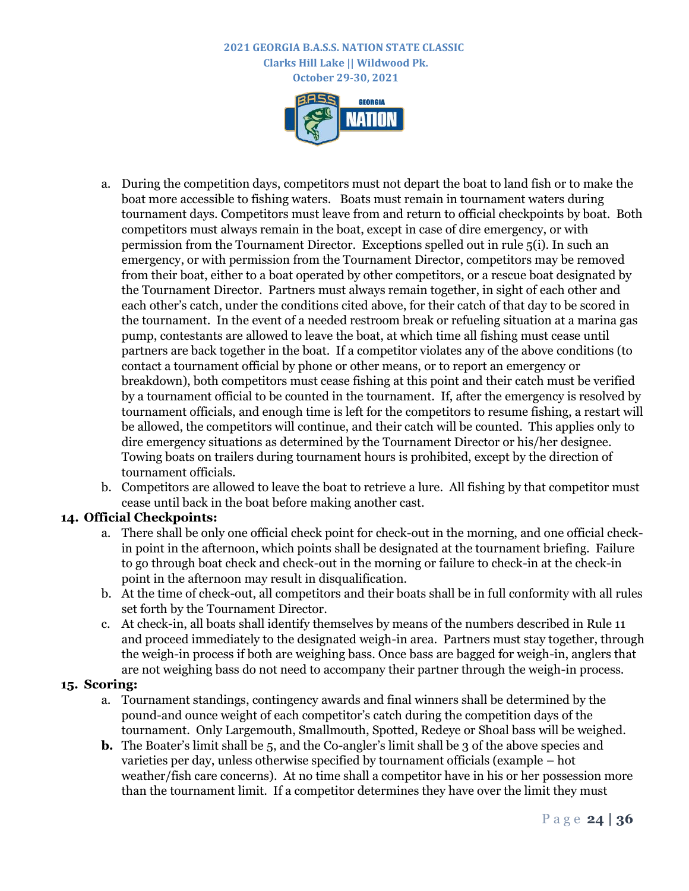a. During the competition days, competitors must not depart the boat to land fish or to make the boat more accessible to fishing waters. Boats must remain in tournament waters during tournament days. Competitors must leave from and return to official checkpoints by boat. Both competitors must always remain in the boat, except in case of dire emergency, or with permission from the Tournament Director. Exceptions spelled out in rule 5(i). In such an emergency, or with permission from the Tournament Director, competitors may be removed from their boat, either to a boat operated by other competitors, or a rescue boat designated by the Tournament Director. Partners must always remain together, in sight of each other and each other's catch, under the conditions cited above, for their catch of that day to be scored in the tournament. In the event of a needed restroom break or refueling situation at a marina gas pump, contestants are allowed to leave the boat, at which time all fishing must cease until partners are back together in the boat. If a competitor violates any of the above conditions (to contact a tournament official by phone or other means, or to report an emergency or breakdown), both competitors must cease fishing at this point and their catch must be verified by a tournament official to be counted in the tournament. If, after the emergency is resolved by tournament officials, and enough time is left for the competitors to resume fishing, a restart will be allowed, the competitors will continue, and their catch will be counted. This applies only to dire emergency situations as determined by the Tournament Director or his/her designee. Towing boats on trailers during tournament hours is prohibited, except by the direction of tournament officials.
b. Competitors are allowed to leave the boat to retrieve a lure. All fishing by that competitor must cease until back in the boat before making another cast.

**14. Official Checkpoints:**

a. There shall be only one official check point for check-out in the morning, and one official check-in point in the afternoon, which points shall be designated at the tournament briefing. Failure to go through boat check and check-out in the morning or failure to check-in at the check-in point in the afternoon may result in disqualification.
b. At the time of check-out, all competitors and their boats shall be in full conformity with all rules set forth by the Tournament Director.
c. At check-in, all boats shall identify themselves by means of the numbers described in Rule 11 and proceed immediately to the designated weigh-in area. Partners must stay together, through the weigh-in process if both are weighing bass. Once bass are bagged for weigh-in, anglers that are not weighing bass do not need to accompany their partner through the weigh-in process.

**15. Scoring:**

a. Tournament standings, contingency awards and final winners shall be determined by the pound-and ounce weight of each competitor's catch during the competition days of the tournament. Only Largemouth, Smallmouth, Spotted, Redeye or Shoal bass will be weighed.
**b.** The Boater's limit shall be 5, and the Co-angler's limit shall be 3 of the above species and varieties per day, unless otherwise specified by tournament officials (example – hot weather/fish care concerns). At no time shall a competitor have in his or her possession more than the tournament limit. If a competitor determines they have over the limit they must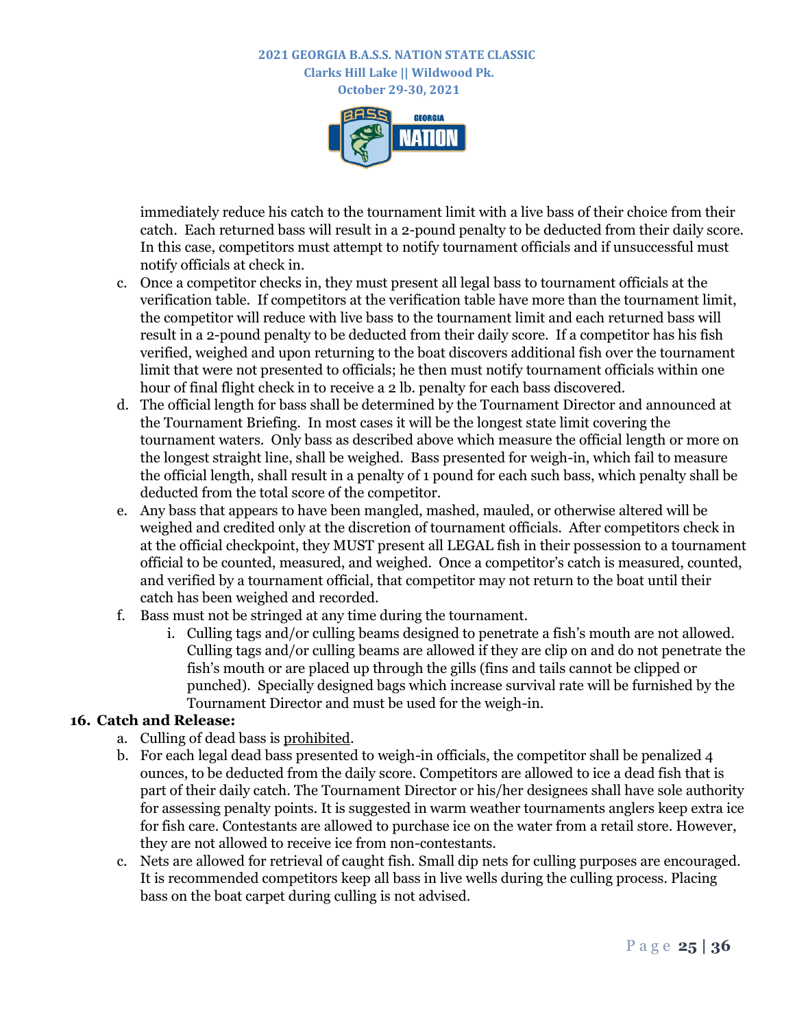immediately reduce his catch to the tournament limit with a live bass of their choice from their catch. Each returned bass will result in a 2-pound penalty to be deducted from their daily score. In this case, competitors must attempt to notify tournament officials and if unsuccessful must notify officials at check in.

c. Once a competitor checks in, they must present all legal bass to tournament officials at the verification table. If competitors at the verification table have more than the tournament limit, the competitor will reduce with live bass to the tournament limit and each returned bass will result in a 2-pound penalty to be deducted from their daily score. If a competitor has his fish verified, weighed and upon returning to the boat discovers additional fish over the tournament limit that were not presented to officials; he then must notify tournament officials within one hour of final flight check in to receive a 2 lb. penalty for each bass discovered.

d. The official length for bass shall be determined by the Tournament Director and announced at the Tournament Briefing. In most cases it will be the longest state limit covering the tournament waters. Only bass as described above which measure the official length or more on the longest straight line, shall be weighed. Bass presented for weigh-in, which fail to measure the official length, shall result in a penalty of 1 pound for each such bass, which penalty shall be deducted from the total score of the competitor.

e. Any bass that appears to have been mangled, mashed, mauled, or otherwise altered will be weighed and credited only at the discretion of tournament officials. After competitors check in at the official checkpoint, they MUST present all LEGAL fish in their possession to a tournament official to be counted, measured, and weighed. Once a competitor's catch is measured, counted, and verified by a tournament official, that competitor may not return to the boat until their catch has been weighed and recorded.

f. Bass must not be stringed at any time during the tournament.
   i. Culling tags and/or culling beams designed to penetrate a fish's mouth are not allowed. Culling tags and/or culling beams are allowed if they are clip on and do not penetrate the fish's mouth or are placed up through the gills (fins and tails cannot be clipped or punched). Specially designed bags which increase survival rate will be furnished by the Tournament Director and must be used for the weigh-in.

**16. Catch and Release:**

a. Culling of dead bass is <u>prohibited</u>.

b. For each legal dead bass presented to weigh-in officials, the competitor shall be penalized 4 ounces, to be deducted from the daily score. Competitors are allowed to ice a dead fish that is part of their daily catch. The Tournament Director or his/her designees shall have sole authority for assessing penalty points. It is suggested in warm weather tournaments anglers keep extra ice for fish care. Contestants are allowed to purchase ice on the water from a retail store. However, they are not allowed to receive ice from non-contestants.

c. Nets are allowed for retrieval of caught fish. Small dip nets for culling purposes are encouraged. It is recommended competitors keep all bass in live wells during the culling process. Placing bass on the boat carpet during culling is not advised.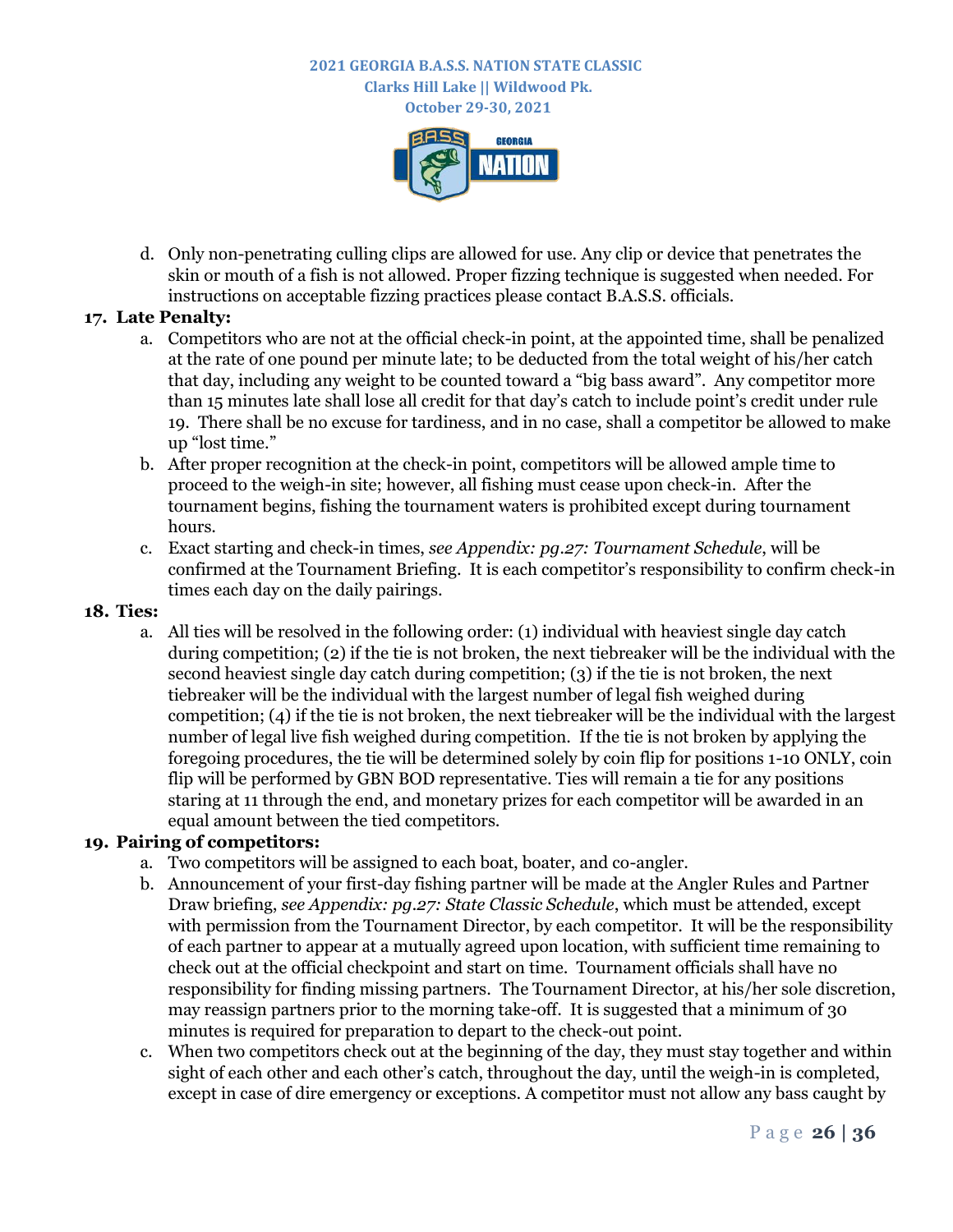d. Only non-penetrating culling clips are allowed for use. Any clip or device that penetrates the skin or mouth of a fish is not allowed. Proper fizzing technique is suggested when needed. For instructions on acceptable fizzing practices please contact B.A.S.S. officials.

**17. Late Penalty:**

a. Competitors who are not at the official check-in point, at the appointed time, shall be penalized at the rate of one pound per minute late; to be deducted from the total weight of his/her catch that day, including any weight to be counted toward a "big bass award". Any competitor more than 15 minutes late shall lose all credit for that day's catch to include point's credit under rule 19. There shall be no excuse for tardiness, and in no case, shall a competitor be allowed to make up "lost time."

b. After proper recognition at the check-in point, competitors will be allowed ample time to proceed to the weigh-in site; however, all fishing must cease upon check-in. After the tournament begins, fishing the tournament waters is prohibited except during tournament hours.

c. Exact starting and check-in times, *see Appendix: pg.27: Tournament Schedule*, will be confirmed at the Tournament Briefing. It is each competitor's responsibility to confirm check-in times each day on the daily pairings.

**18. Ties:**

a. All ties will be resolved in the following order: (1) individual with heaviest single day catch during competition; (2) if the tie is not broken, the next tiebreaker will be the individual with the second heaviest single day catch during competition; (3) if the tie is not broken, the next tiebreaker will be the individual with the largest number of legal fish weighed during competition; (4) if the tie is not broken, the next tiebreaker will be the individual with the largest number of legal live fish weighed during competition. If the tie is not broken by applying the foregoing procedures, the tie will be determined solely by coin flip for positions 1-10 ONLY, coin flip will be performed by GBN BOD representative. Ties will remain a tie for any positions staring at 11 through the end, and monetary prizes for each competitor will be awarded in an equal amount between the tied competitors.

**19. Pairing of competitors:**

a. Two competitors will be assigned to each boat, boater, and co-angler.

b. Announcement of your first-day fishing partner will be made at the Angler Rules and Partner Draw briefing, *see Appendix: pg.27: State Classic Schedule*, which must be attended, except with permission from the Tournament Director, by each competitor. It will be the responsibility of each partner to appear at a mutually agreed upon location, with sufficient time remaining to check out at the official checkpoint and start on time. Tournament officials shall have no responsibility for finding missing partners. The Tournament Director, at his/her sole discretion, may reassign partners prior to the morning take-off. It is suggested that a minimum of 30 minutes is required for preparation to depart to the check-out point.

c. When two competitors check out at the beginning of the day, they must stay together and within sight of each other and each other's catch, throughout the day, until the weigh-in is completed, except in case of dire emergency or exceptions. A competitor must not allow any bass caught by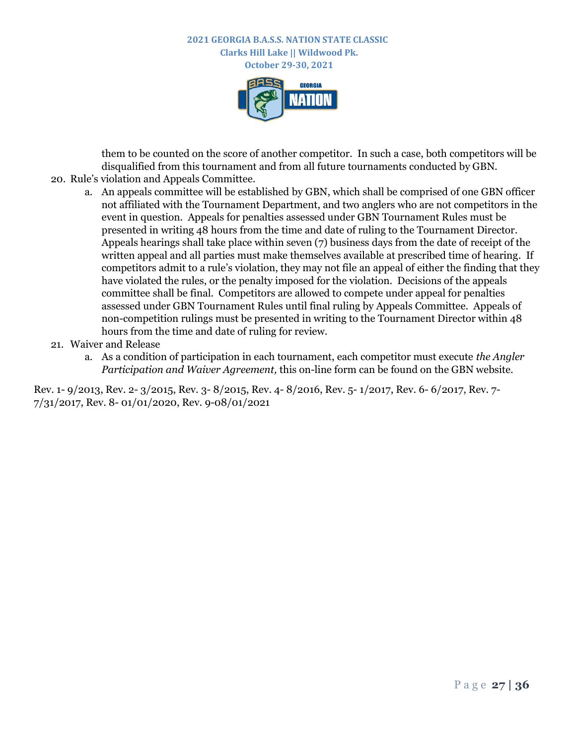them to be counted on the score of another competitor. In such a case, both competitors will be disqualified from this tournament and from all future tournaments conducted by GBN.

20. Rule's violation and Appeals Committee.
    a. An appeals committee will be established by GBN, which shall be comprised of one GBN officer not affiliated with the Tournament Department, and two anglers who are not competitors in the event in question. Appeals for penalties assessed under GBN Tournament Rules must be presented in writing 48 hours from the time and date of ruling to the Tournament Director. Appeals hearings shall take place within seven (7) business days from the date of receipt of the written appeal and all parties must make themselves available at prescribed time of hearing. If competitors admit to a rule's violation, they may not file an appeal of either the finding that they have violated the rules, or the penalty imposed for the violation. Decisions of the appeals committee shall be final. Competitors are allowed to compete under appeal for penalties assessed under GBN Tournament Rules until final ruling by Appeals Committee. Appeals of non-competition rulings must be presented in writing to the Tournament Director within 48 hours from the time and date of ruling for review.
21. Waiver and Release
    a. As a condition of participation in each tournament, each competitor must execute *the Angler Participation and Waiver Agreement,* this on-line form can be found on the GBN website.

Rev. 1- 9/2013, Rev. 2- 3/2015, Rev. 3- 8/2015, Rev. 4- 8/2016, Rev. 5- 1/2017, Rev. 6- 6/2017, Rev. 7- 7/31/2017, Rev. 8- 01/01/2020, Rev. 9-08/01/2021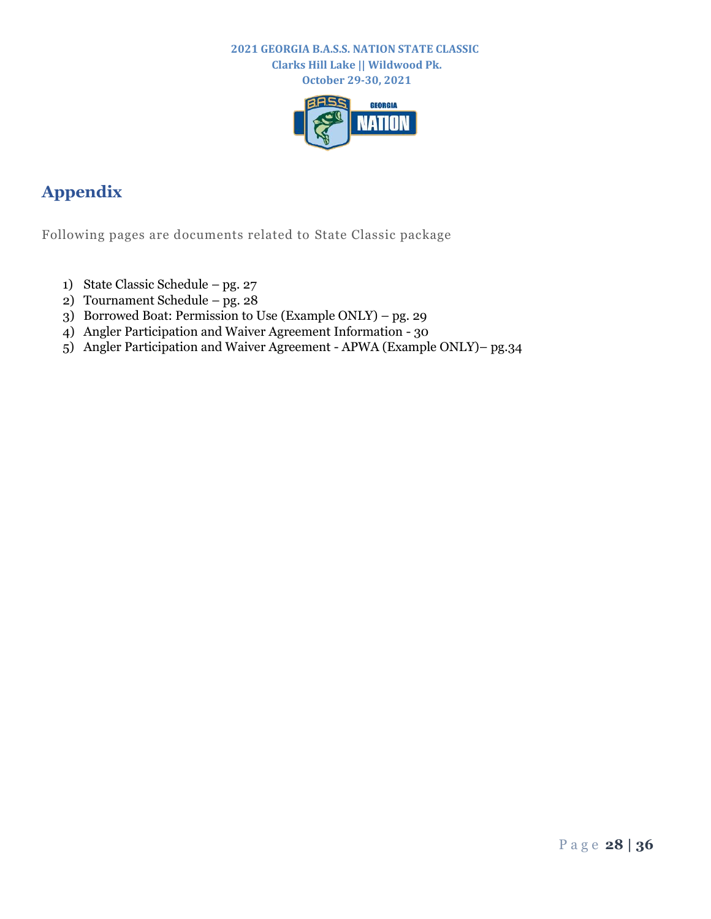# Appendix

Following pages are documents related to State Classic package

1) State Classic Schedule – pg. 27
2) Tournament Schedule – pg. 28
3) Borrowed Boat: Permission to Use (Example ONLY) – pg. 29
4) Angler Participation and Waiver Agreement Information - 30
5) Angler Participation and Waiver Agreement - APWA (Example ONLY)– pg.34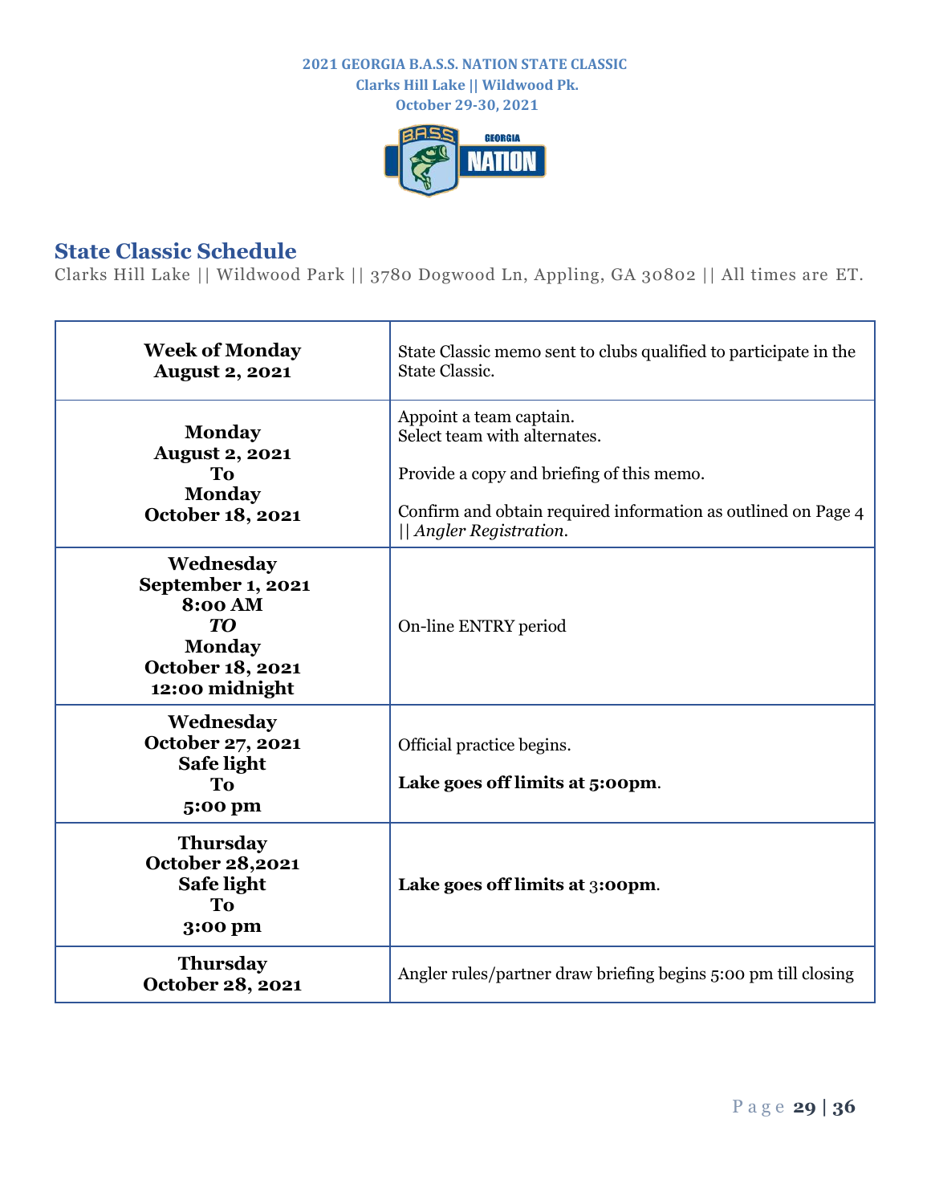**2021 GEORGIA B.A.S.S. NATION STATE CLASSIC**
**Clarks Hill Lake || Wildwood Pk.**
**October 29-30, 2021**

## State Classic Schedule

Clarks Hill Lake || Wildwood Park || 3780 Dogwood Ln, Appling, GA 30802 || All times are ET.

| Date | Activity |
|---|---|
| **Week of Monday August 2, 2021** | State Classic memo sent to clubs qualified to participate in the State Classic. |
| **Monday August 2, 2021 To Monday October 18, 2021** | Appoint a team captain.<br>Select team with alternates.<br><br>Provide a copy and briefing of this memo.<br><br>Confirm and obtain required information as outlined on Page 4 \|\| *Angler Registration*. |
| **Wednesday September 1, 2021 8:00 AM *TO* Monday October 18, 2021 12:00 midnight** | On-line ENTRY period |
| **Wednesday October 27, 2021 Safe light To 5:00 pm** | Official practice begins.<br><br>**Lake goes off limits at 5:00pm**. |
| **Thursday October 28,2021 Safe light To 3:00 pm** | **Lake goes off limits at 3:00pm**. |
| **Thursday October 28, 2021** | Angler rules/partner draw briefing begins 5:00 pm till closing |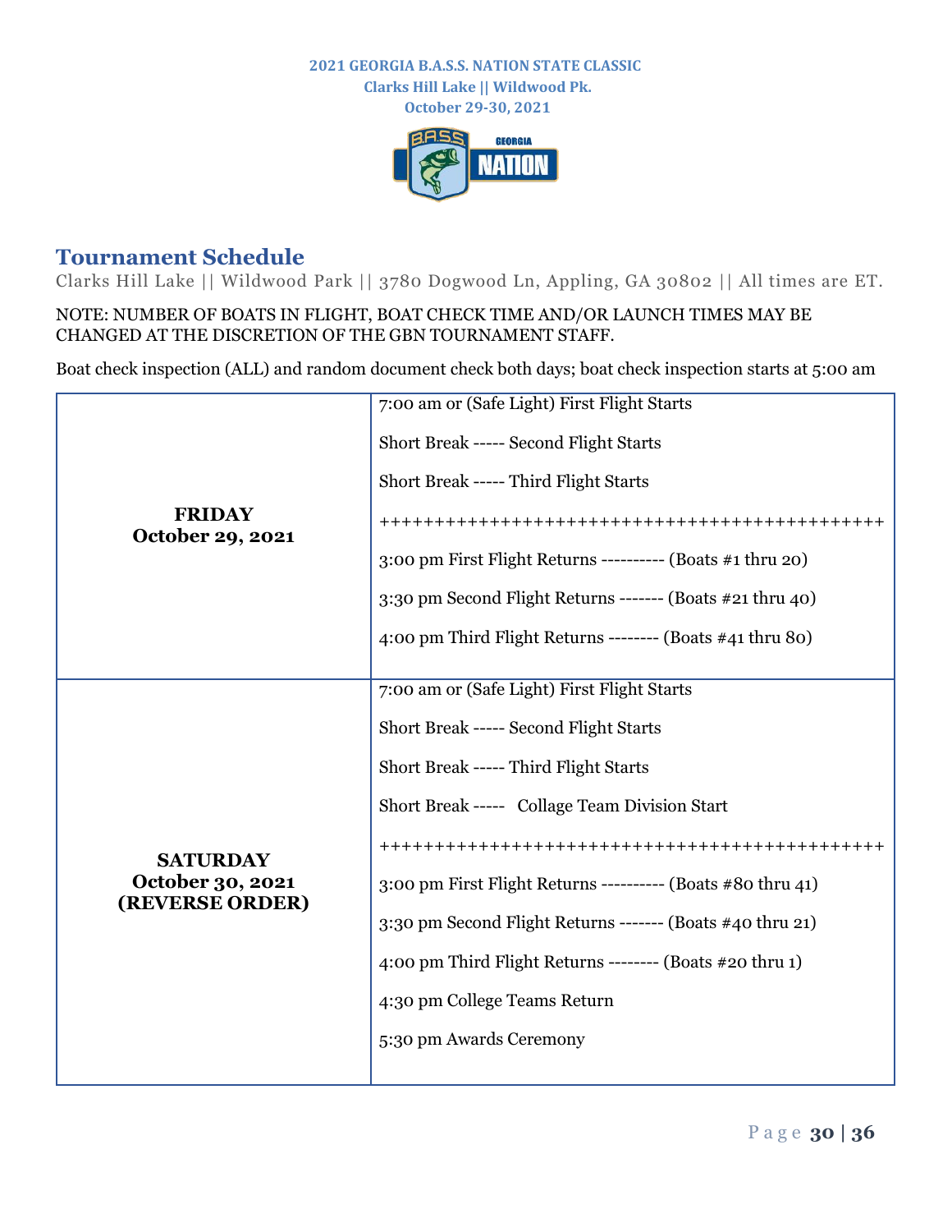**2021 GEORGIA B.A.S.S. NATION STATE CLASSIC**
**Clarks Hill Lake || Wildwood Pk.**
**October 29-30, 2021**

## Tournament Schedule

Clarks Hill Lake || Wildwood Park || 3780 Dogwood Ln, Appling, GA 30802 || All times are ET.

NOTE: NUMBER OF BOATS IN FLIGHT, BOAT CHECK TIME AND/OR LAUNCH TIMES MAY BE CHANGED AT THE DISCRETION OF THE GBN TOURNAMENT STAFF.

Boat check inspection (ALL) and random document check both days; boat check inspection starts at 5:00 am

| | |
|---|---|
| **FRIDAY October 29, 2021** | 7:00 am or (Safe Light) First Flight Starts<br>Short Break ----- Second Flight Starts<br>Short Break ----- Third Flight Starts<br>+++++++++++++++++++++++++++++++++++++++++++++<br>3:00 pm First Flight Returns ---------- (Boats #1 thru 20)<br>3:30 pm Second Flight Returns ------- (Boats #21 thru 40)<br>4:00 pm Third Flight Returns -------- (Boats #41 thru 80) |
| **SATURDAY October 30, 2021 (REVERSE ORDER)** | 7:00 am or (Safe Light) First Flight Starts<br>Short Break ----- Second Flight Starts<br>Short Break ----- Third Flight Starts<br>Short Break ----- Collage Team Division Start<br>+++++++++++++++++++++++++++++++++++++++++++++<br>3:00 pm First Flight Returns ---------- (Boats #80 thru 41)<br>3:30 pm Second Flight Returns ------- (Boats #40 thru 21)<br>4:00 pm Third Flight Returns -------- (Boats #20 thru 1)<br>4:30 pm College Teams Return<br>5:30 pm Awards Ceremony |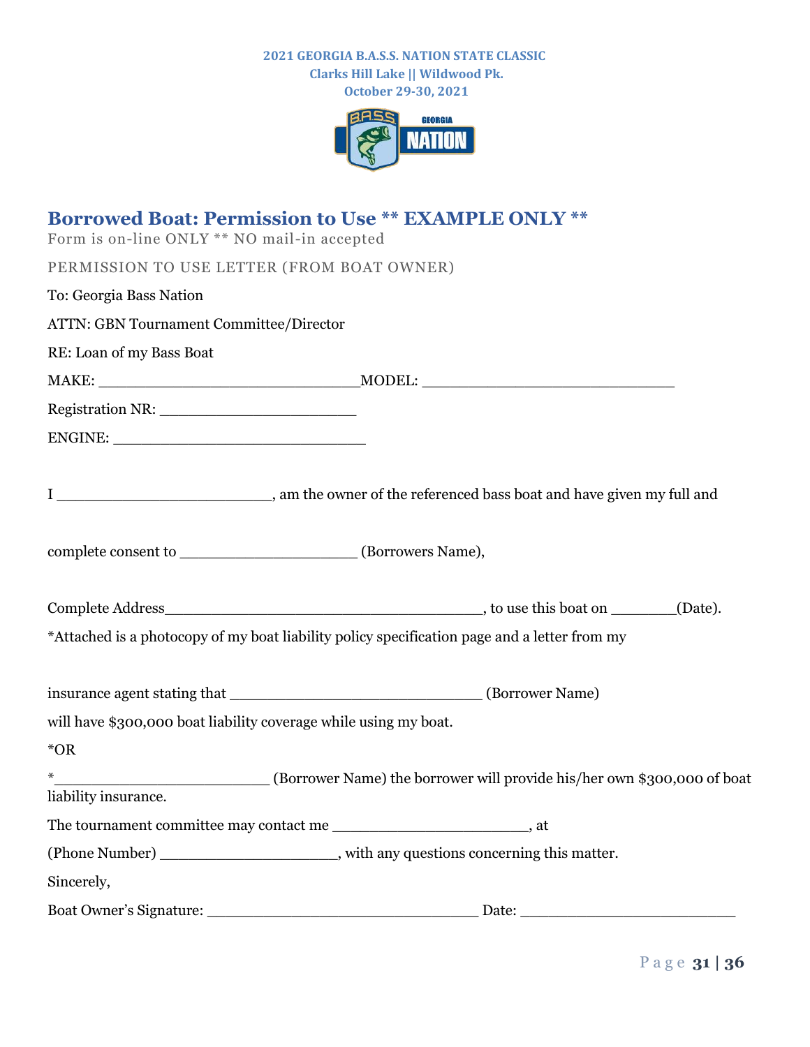2021 GEORGIA B.A.S.S. NATION STATE CLASSIC
Clarks Hill Lake || Wildwood Pk.
October 29-30, 2021

## Borrowed Boat: Permission to Use ** EXAMPLE ONLY **

Form is on-line ONLY ** NO mail-in accepted

PERMISSION TO USE LETTER (FROM BOAT OWNER)

To: Georgia Bass Nation

ATTN: GBN Tournament Committee/Director

RE: Loan of my Bass Boat

MAKE: _____________________________MODEL: ____________________________

Registration NR: ______________________

ENGINE: ____________________________

I ________________________, am the owner of the referenced bass boat and have given my full and

complete consent to ____________________ (Borrowers Name),

Complete Address___________________________________, to use this boat on _______(Date).

*Attached is a photocopy of my boat liability policy specification page and a letter from my

insurance agent stating that ____________________________ (Borrower Name)

will have $300,000 boat liability coverage while using my boat.

*OR

*________________________ (Borrower Name) the borrower will provide his/her own $300,000 of boat liability insurance.

The tournament committee may contact me ______________________, at

(Phone Number) ____________________, with any questions concerning this matter.

Sincerely,

Boat Owner's Signature: ______________________________ Date: ________________________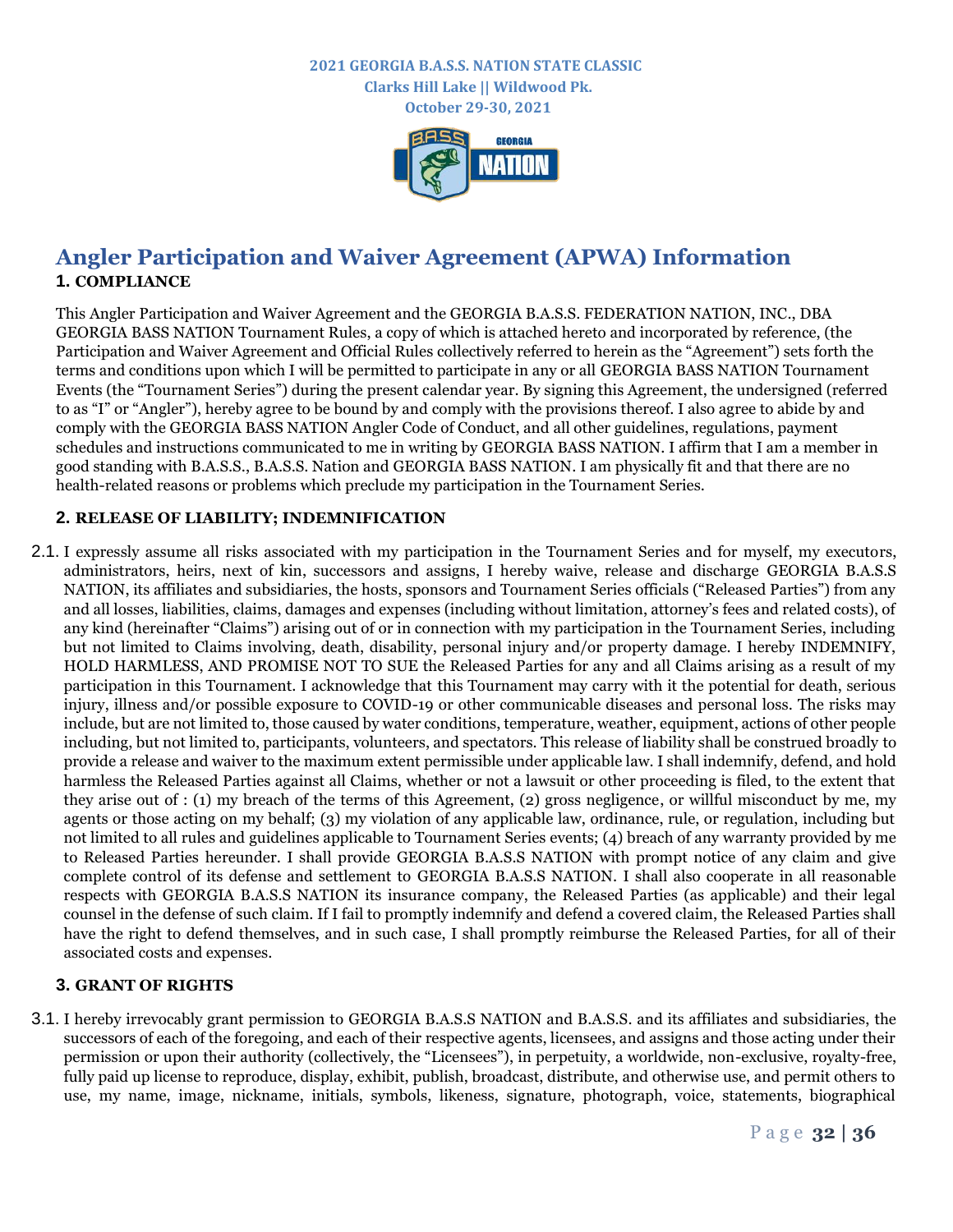**2021 GEORGIA B.A.S.S. NATION STATE CLASSIC**
**Clarks Hill Lake || Wildwood Pk.**
**October 29-30, 2021**

# Angler Participation and Waiver Agreement (APWA) Information

## 1. COMPLIANCE

This Angler Participation and Waiver Agreement and the GEORGIA B.A.S.S. FEDERATION NATION, INC., DBA GEORGIA BASS NATION Tournament Rules, a copy of which is attached hereto and incorporated by reference, (the Participation and Waiver Agreement and Official Rules collectively referred to herein as the "Agreement") sets forth the terms and conditions upon which I will be permitted to participate in any or all GEORGIA BASS NATION Tournament Events (the "Tournament Series") during the present calendar year. By signing this Agreement, the undersigned (referred to as "I" or "Angler"), hereby agree to be bound by and comply with the provisions thereof. I also agree to abide by and comply with the GEORGIA BASS NATION Angler Code of Conduct, and all other guidelines, regulations, payment schedules and instructions communicated to me in writing by GEORGIA BASS NATION. I affirm that I am a member in good standing with B.A.S.S., B.A.S.S. Nation and GEORGIA BASS NATION. I am physically fit and that there are no health-related reasons or problems which preclude my participation in the Tournament Series.

## 2. RELEASE OF LIABILITY; INDEMNIFICATION

2.1. I expressly assume all risks associated with my participation in the Tournament Series and for myself, my executors, administrators, heirs, next of kin, successors and assigns, I hereby waive, release and discharge GEORGIA B.A.S.S NATION, its affiliates and subsidiaries, the hosts, sponsors and Tournament Series officials ("Released Parties") from any and all losses, liabilities, claims, damages and expenses (including without limitation, attorney's fees and related costs), of any kind (hereinafter "Claims") arising out of or in connection with my participation in the Tournament Series, including but not limited to Claims involving, death, disability, personal injury and/or property damage. I hereby INDEMNIFY, HOLD HARMLESS, AND PROMISE NOT TO SUE the Released Parties for any and all Claims arising as a result of my participation in this Tournament. I acknowledge that this Tournament may carry with it the potential for death, serious injury, illness and/or possible exposure to COVID-19 or other communicable diseases and personal loss. The risks may include, but are not limited to, those caused by water conditions, temperature, weather, equipment, actions of other people including, but not limited to, participants, volunteers, and spectators. This release of liability shall be construed broadly to provide a release and waiver to the maximum extent permissible under applicable law. I shall indemnify, defend, and hold harmless the Released Parties against all Claims, whether or not a lawsuit or other proceeding is filed, to the extent that they arise out of : (1) my breach of the terms of this Agreement, (2) gross negligence, or willful misconduct by me, my agents or those acting on my behalf; (3) my violation of any applicable law, ordinance, rule, or regulation, including but not limited to all rules and guidelines applicable to Tournament Series events; (4) breach of any warranty provided by me to Released Parties hereunder. I shall provide GEORGIA B.A.S.S NATION with prompt notice of any claim and give complete control of its defense and settlement to GEORGIA B.A.S.S NATION. I shall also cooperate in all reasonable respects with GEORGIA B.A.S.S NATION its insurance company, the Released Parties (as applicable) and their legal counsel in the defense of such claim. If I fail to promptly indemnify and defend a covered claim, the Released Parties shall have the right to defend themselves, and in such case, I shall promptly reimburse the Released Parties, for all of their associated costs and expenses.

## 3. GRANT OF RIGHTS

3.1. I hereby irrevocably grant permission to GEORGIA B.A.S.S NATION and B.A.S.S. and its affiliates and subsidiaries, the successors of each of the foregoing, and each of their respective agents, licensees, and assigns and those acting under their permission or upon their authority (collectively, the "Licensees"), in perpetuity, a worldwide, non-exclusive, royalty-free, fully paid up license to reproduce, display, exhibit, publish, broadcast, distribute, and otherwise use, and permit others to use, my name, image, nickname, initials, symbols, likeness, signature, photograph, voice, statements, biographical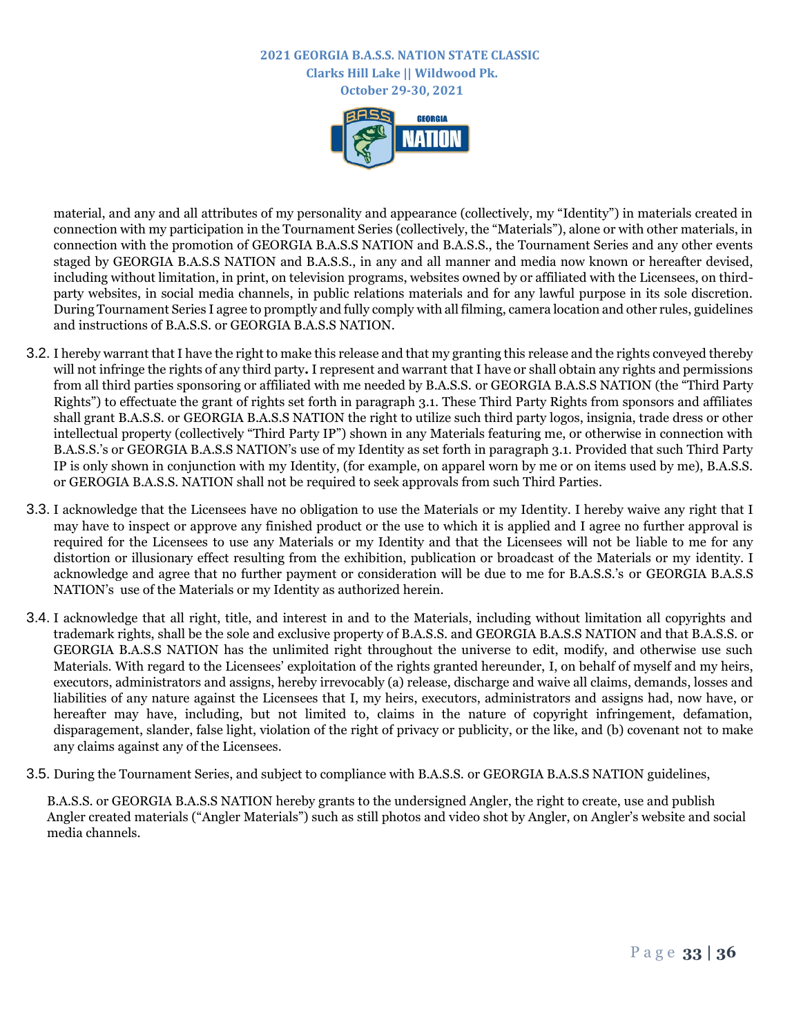material, and any and all attributes of my personality and appearance (collectively, my "Identity") in materials created in connection with my participation in the Tournament Series (collectively, the "Materials"), alone or with other materials, in connection with the promotion of GEORGIA B.A.S.S NATION and B.A.S.S., the Tournament Series and any other events staged by GEORGIA B.A.S.S NATION and B.A.S.S., in any and all manner and media now known or hereafter devised, including without limitation, in print, on television programs, websites owned by or affiliated with the Licensees, on third-party websites, in social media channels, in public relations materials and for any lawful purpose in its sole discretion. During Tournament Series I agree to promptly and fully comply with all filming, camera location and other rules, guidelines and instructions of B.A.S.S. or GEORGIA B.A.S.S NATION.

3.2. I hereby warrant that I have the right to make this release and that my granting this release and the rights conveyed thereby will not infringe the rights of any third party**.** I represent and warrant that I have or shall obtain any rights and permissions from all third parties sponsoring or affiliated with me needed by B.A.S.S. or GEORGIA B.A.S.S NATION (the "Third Party Rights") to effectuate the grant of rights set forth in paragraph 3.1. These Third Party Rights from sponsors and affiliates shall grant B.A.S.S. or GEORGIA B.A.S.S NATION the right to utilize such third party logos, insignia, trade dress or other intellectual property (collectively "Third Party IP") shown in any Materials featuring me, or otherwise in connection with B.A.S.S.'s or GEORGIA B.A.S.S NATION's use of my Identity as set forth in paragraph 3.1. Provided that such Third Party IP is only shown in conjunction with my Identity, (for example, on apparel worn by me or on items used by me), B.A.S.S. or GEROGIA B.A.S.S. NATION shall not be required to seek approvals from such Third Parties.

3.3. I acknowledge that the Licensees have no obligation to use the Materials or my Identity. I hereby waive any right that I may have to inspect or approve any finished product or the use to which it is applied and I agree no further approval is required for the Licensees to use any Materials or my Identity and that the Licensees will not be liable to me for any distortion or illusionary effect resulting from the exhibition, publication or broadcast of the Materials or my identity. I acknowledge and agree that no further payment or consideration will be due to me for B.A.S.S.'s or GEORGIA B.A.S.S NATION's use of the Materials or my Identity as authorized herein.

3.4. I acknowledge that all right, title, and interest in and to the Materials, including without limitation all copyrights and trademark rights, shall be the sole and exclusive property of B.A.S.S. and GEORGIA B.A.S.S NATION and that B.A.S.S. or GEORGIA B.A.S.S NATION has the unlimited right throughout the universe to edit, modify, and otherwise use such Materials. With regard to the Licensees' exploitation of the rights granted hereunder, I, on behalf of myself and my heirs, executors, administrators and assigns, hereby irrevocably (a) release, discharge and waive all claims, demands, losses and liabilities of any nature against the Licensees that I, my heirs, executors, administrators and assigns had, now have, or hereafter may have, including, but not limited to, claims in the nature of copyright infringement, defamation, disparagement, slander, false light, violation of the right of privacy or publicity, or the like, and (b) covenant not to make any claims against any of the Licensees.

3.5. During the Tournament Series, and subject to compliance with B.A.S.S. or GEORGIA B.A.S.S NATION guidelines,

B.A.S.S. or GEORGIA B.A.S.S NATION hereby grants to the undersigned Angler, the right to create, use and publish Angler created materials ("Angler Materials") such as still photos and video shot by Angler, on Angler's website and social media channels.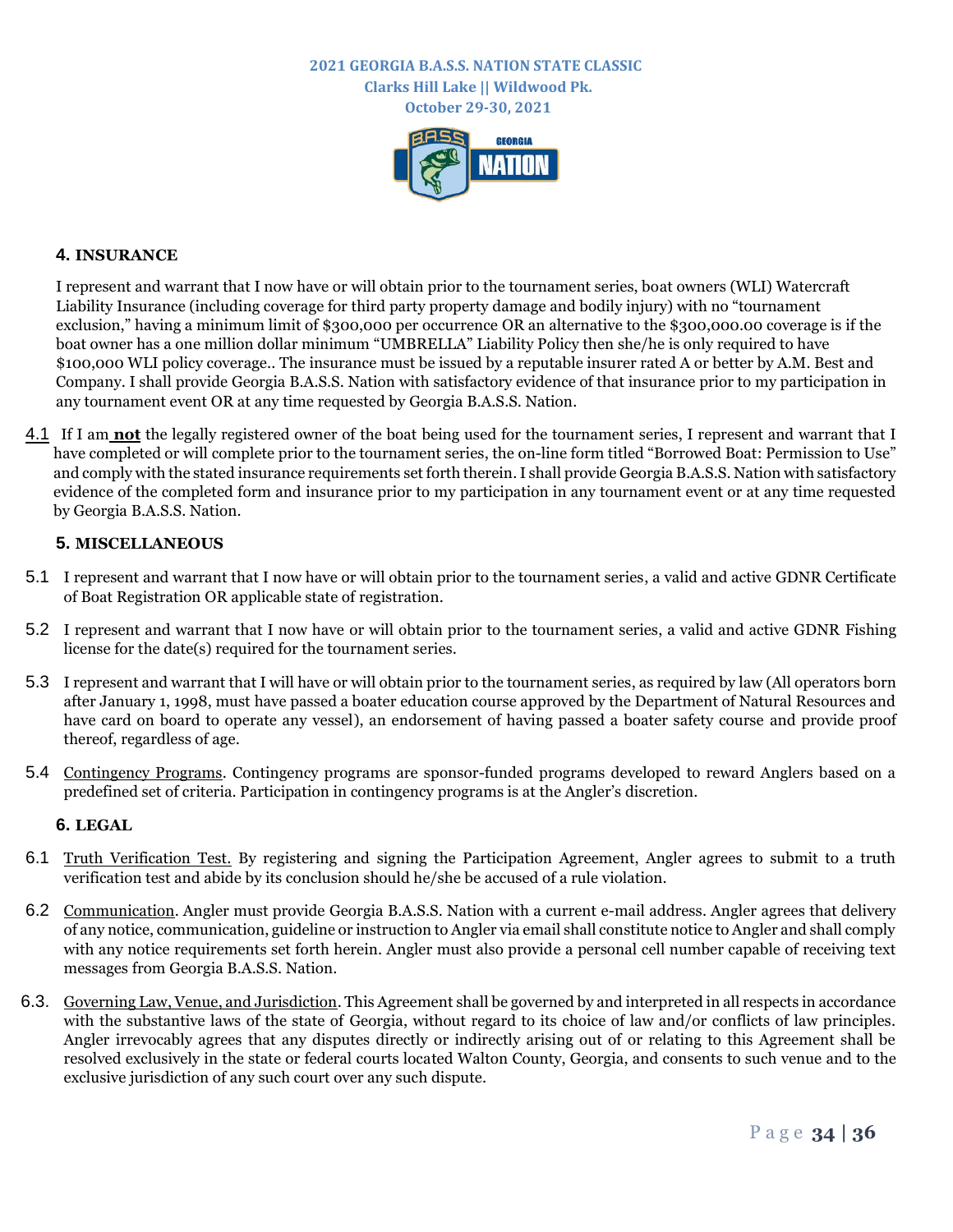### 4. INSURANCE

I represent and warrant that I now have or will obtain prior to the tournament series, boat owners (WLI) Watercraft Liability Insurance (including coverage for third party property damage and bodily injury) with no "tournament exclusion," having a minimum limit of $300,000 per occurrence OR an alternative to the $300,000.00 coverage is if the boat owner has a one million dollar minimum "UMBRELLA" Liability Policy then she/he is only required to have $100,000 WLI policy coverage.. The insurance must be issued by a reputable insurer rated A or better by A.M. Best and Company. I shall provide Georgia B.A.S.S. Nation with satisfactory evidence of that insurance prior to my participation in any tournament event OR at any time requested by Georgia B.A.S.S. Nation.

4.1 If I am **not** the legally registered owner of the boat being used for the tournament series, I represent and warrant that I have completed or will complete prior to the tournament series, the on-line form titled "Borrowed Boat: Permission to Use" and comply with the stated insurance requirements set forth therein. I shall provide Georgia B.A.S.S. Nation with satisfactory evidence of the completed form and insurance prior to my participation in any tournament event or at any time requested by Georgia B.A.S.S. Nation.

### 5. MISCELLANEOUS

5.1 I represent and warrant that I now have or will obtain prior to the tournament series, a valid and active GDNR Certificate of Boat Registration OR applicable state of registration.

5.2 I represent and warrant that I now have or will obtain prior to the tournament series, a valid and active GDNR Fishing license for the date(s) required for the tournament series.

5.3 I represent and warrant that I will have or will obtain prior to the tournament series, as required by law (All operators born after January 1, 1998, must have passed a boater education course approved by the Department of Natural Resources and have card on board to operate any vessel), an endorsement of having passed a boater safety course and provide proof thereof, regardless of age.

5.4 Contingency Programs. Contingency programs are sponsor-funded programs developed to reward Anglers based on a predefined set of criteria. Participation in contingency programs is at the Angler's discretion.

### 6. LEGAL

6.1 Truth Verification Test. By registering and signing the Participation Agreement, Angler agrees to submit to a truth verification test and abide by its conclusion should he/she be accused of a rule violation.

6.2 Communication. Angler must provide Georgia B.A.S.S. Nation with a current e-mail address. Angler agrees that delivery of any notice, communication, guideline or instruction to Angler via email shall constitute notice to Angler and shall comply with any notice requirements set forth herein. Angler must also provide a personal cell number capable of receiving text messages from Georgia B.A.S.S. Nation.

6.3. Governing Law, Venue, and Jurisdiction. This Agreement shall be governed by and interpreted in all respects in accordance with the substantive laws of the state of Georgia, without regard to its choice of law and/or conflicts of law principles. Angler irrevocably agrees that any disputes directly or indirectly arising out of or relating to this Agreement shall be resolved exclusively in the state or federal courts located Walton County, Georgia, and consents to such venue and to the exclusive jurisdiction of any such court over any such dispute.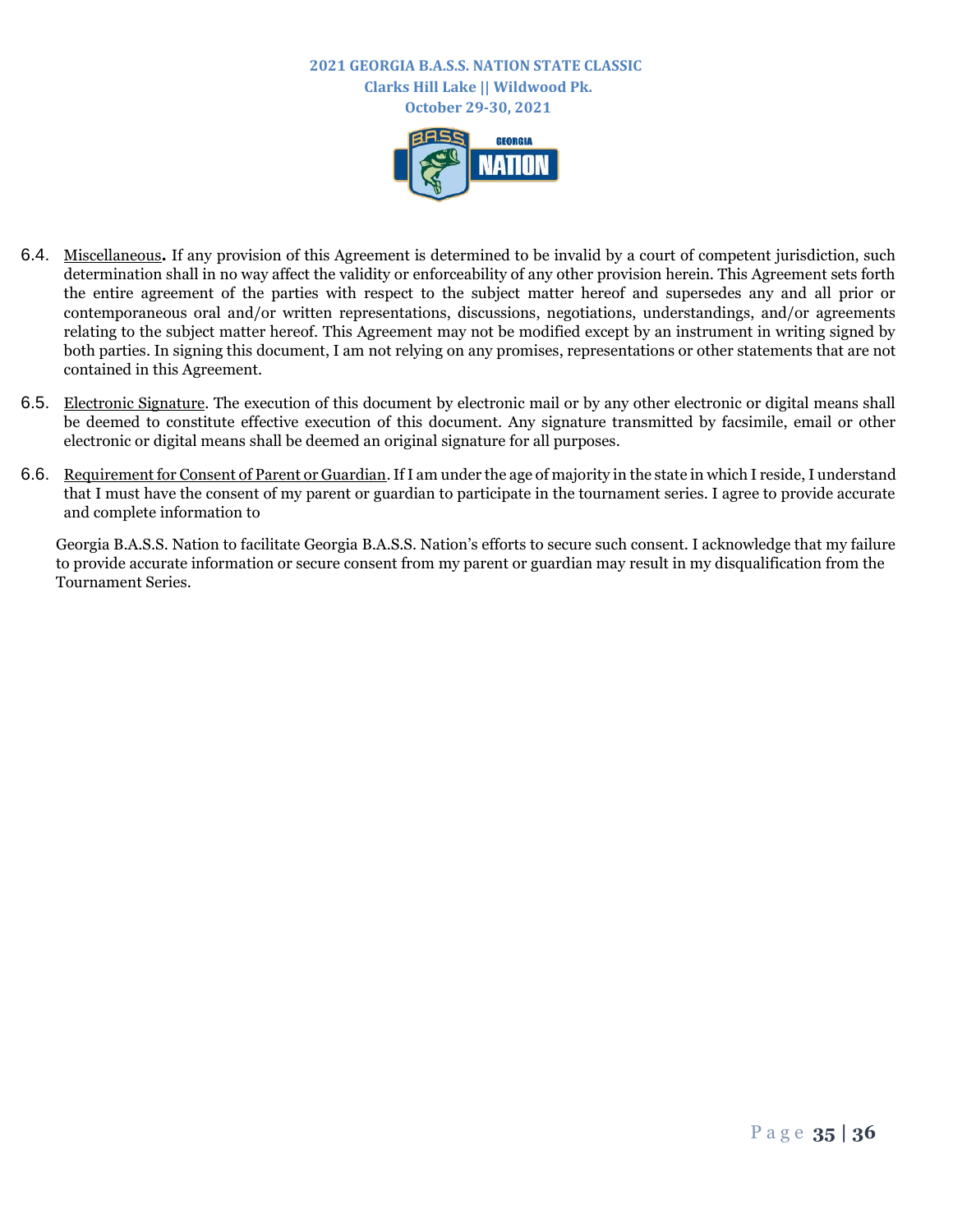6.4. Miscellaneous**.** If any provision of this Agreement is determined to be invalid by a court of competent jurisdiction, such determination shall in no way affect the validity or enforceability of any other provision herein. This Agreement sets forth the entire agreement of the parties with respect to the subject matter hereof and supersedes any and all prior or contemporaneous oral and/or written representations, discussions, negotiations, understandings, and/or agreements relating to the subject matter hereof. This Agreement may not be modified except by an instrument in writing signed by both parties. In signing this document, I am not relying on any promises, representations or other statements that are not contained in this Agreement.

6.5. Electronic Signature. The execution of this document by electronic mail or by any other electronic or digital means shall be deemed to constitute effective execution of this document. Any signature transmitted by facsimile, email or other electronic or digital means shall be deemed an original signature for all purposes.

6.6. Requirement for Consent of Parent or Guardian. If I am under the age of majority in the state in which I reside, I understand that I must have the consent of my parent or guardian to participate in the tournament series. I agree to provide accurate and complete information to

Georgia B.A.S.S. Nation to facilitate Georgia B.A.S.S. Nation's efforts to secure such consent. I acknowledge that my failure to provide accurate information or secure consent from my parent or guardian may result in my disqualification from the Tournament Series.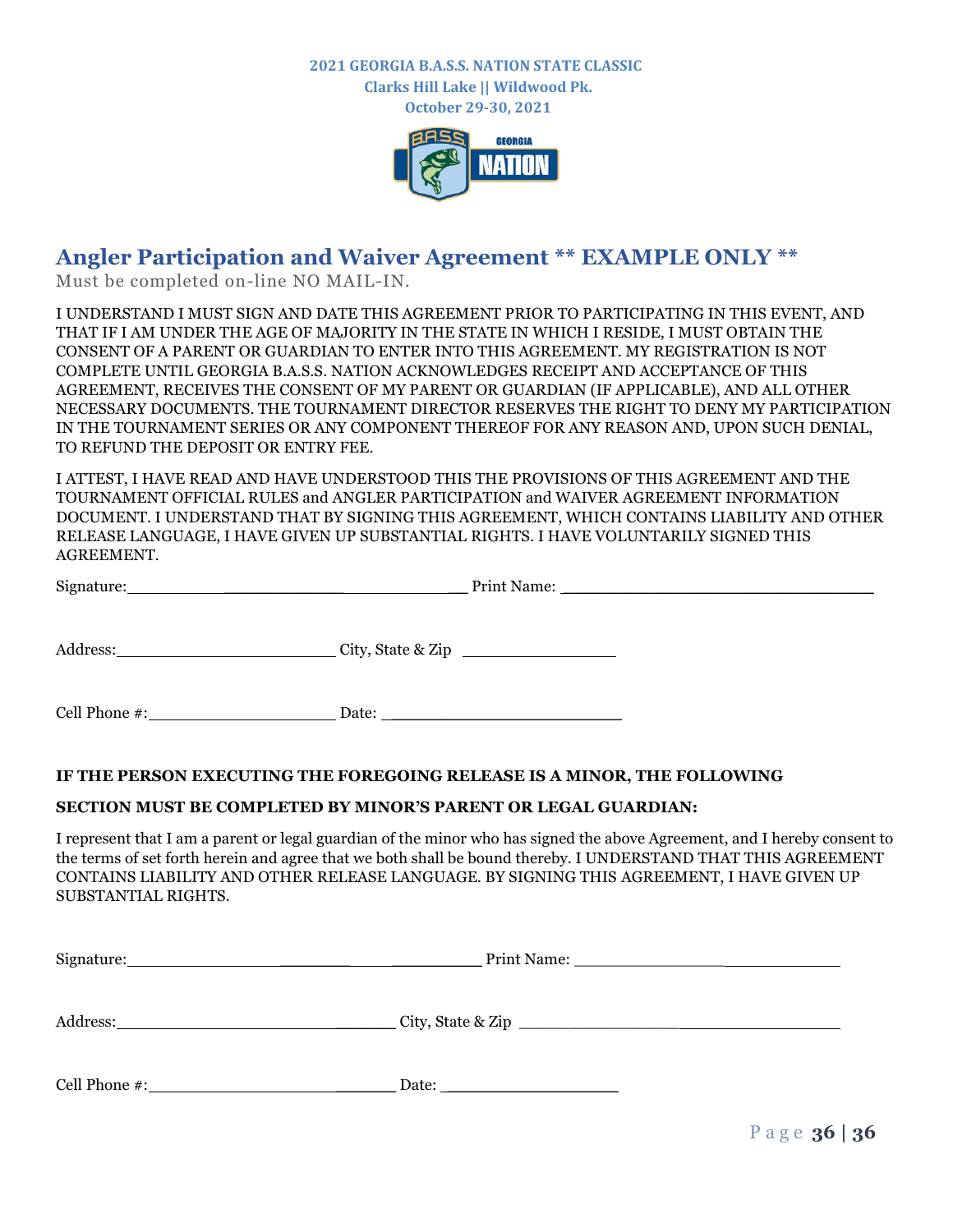**2021 GEORGIA B.A.S.S. NATION STATE CLASSIC**
**Clarks Hill Lake || Wildwood Pk.**
**October 29-30, 2021**

## Angler Participation and Waiver Agreement ** EXAMPLE ONLY **

Must be completed on-line NO MAIL-IN.

I UNDERSTAND I MUST SIGN AND DATE THIS AGREEMENT PRIOR TO PARTICIPATING IN THIS EVENT, AND THAT IF I AM UNDER THE AGE OF MAJORITY IN THE STATE IN WHICH I RESIDE, I MUST OBTAIN THE CONSENT OF A PARENT OR GUARDIAN TO ENTER INTO THIS AGREEMENT. MY REGISTRATION IS NOT COMPLETE UNTIL GEORGIA B.A.S.S. NATION ACKNOWLEDGES RECEIPT AND ACCEPTANCE OF THIS AGREEMENT, RECEIVES THE CONSENT OF MY PARENT OR GUARDIAN (IF APPLICABLE), AND ALL OTHER NECESSARY DOCUMENTS. THE TOURNAMENT DIRECTOR RESERVES THE RIGHT TO DENY MY PARTICIPATION IN THE TOURNAMENT SERIES OR ANY COMPONENT THEREOF FOR ANY REASON AND, UPON SUCH DENIAL, TO REFUND THE DEPOSIT OR ENTRY FEE.

I ATTEST, I HAVE READ AND HAVE UNDERSTOOD THIS THE PROVISIONS OF THIS AGREEMENT AND THE TOURNAMENT OFFICIAL RULES and ANGLER PARTICIPATION and WAIVER AGREEMENT INFORMATION DOCUMENT. I UNDERSTAND THAT BY SIGNING THIS AGREEMENT, WHICH CONTAINS LIABILITY AND OTHER RELEASE LANGUAGE, I HAVE GIVEN UP SUBSTANTIAL RIGHTS. I HAVE VOLUNTARILY SIGNED THIS AGREEMENT.

Signature: ______________________________ Print Name: ______________________________

Address: ______________________ City, State & Zip ________________

Cell Phone #: ____________________ Date: ______________________

**IF THE PERSON EXECUTING THE FOREGOING RELEASE IS A MINOR, THE FOLLOWING**

**SECTION MUST BE COMPLETED BY MINOR'S PARENT OR LEGAL GUARDIAN:**

I represent that I am a parent or legal guardian of the minor who has signed the above Agreement, and I hereby consent to the terms of set forth herein and agree that we both shall be bound thereby. I UNDERSTAND THAT THIS AGREEMENT CONTAINS LIABILITY AND OTHER RELEASE LANGUAGE. BY SIGNING THIS AGREEMENT, I HAVE GIVEN UP SUBSTANTIAL RIGHTS.

Signature: ______________________________ Print Name: ______________________________

Address: ______________________________ City, State & Zip ______________________________

Cell Phone #: ______________________________ Date: ____________________